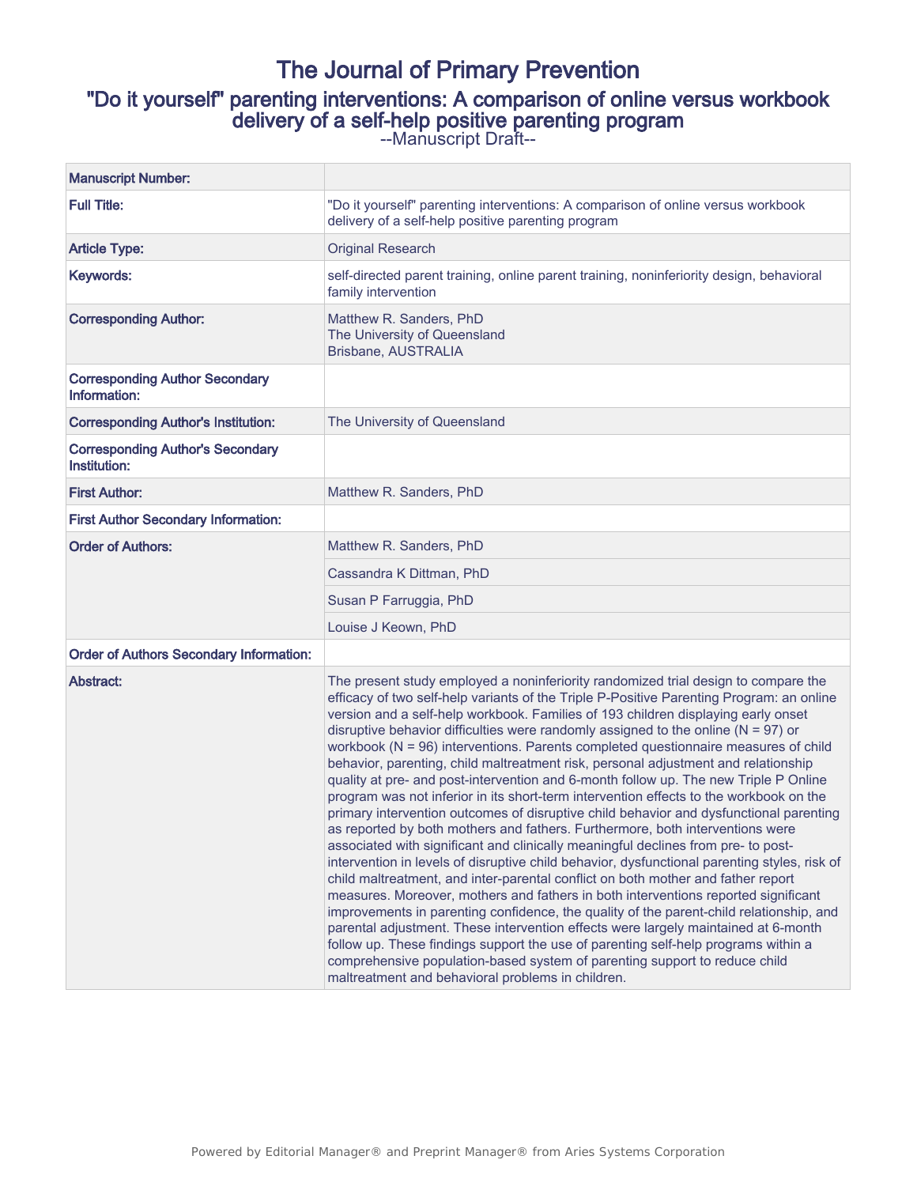# The Journal of Primary Prevention

## "Do it yourself" parenting interventions: A comparison of online versus workbook delivery of a self-help positive parenting program

--Manuscript Draft--

| | |
|---|---|
| **Manuscript Number:** | |
| **Full Title:** | "Do it yourself" parenting interventions: A comparison of online versus workbook delivery of a self-help positive parenting program |
| **Article Type:** | Original Research |
| **Keywords:** | self-directed parent training, online parent training, noninferiority design, behavioral family intervention |
| **Corresponding Author:** | Matthew R. Sanders, PhD<br>The University of Queensland<br>Brisbane, AUSTRALIA |
| **Corresponding Author Secondary Information:** | |
| **Corresponding Author's Institution:** | The University of Queensland |
| **Corresponding Author's Secondary Institution:** | |
| **First Author:** | Matthew R. Sanders, PhD |
| **First Author Secondary Information:** | |
| **Order of Authors:** | Matthew R. Sanders, PhD |
| | Cassandra K Dittman, PhD |
| | Susan P Farruggia, PhD |
| | Louise J Keown, PhD |
| **Order of Authors Secondary Information:** | |
| **Abstract:** | The present study employed a noninferiority randomized trial design to compare the efficacy of two self-help variants of the Triple P-Positive Parenting Program: an online version and a self-help workbook. Families of 193 children displaying early onset disruptive behavior difficulties were randomly assigned to the online (N = 97) or workbook (N = 96) interventions. Parents completed questionnaire measures of child behavior, parenting, child maltreatment risk, personal adjustment and relationship quality at pre- and post-intervention and 6-month follow up. The new Triple P Online program was not inferior in its short-term intervention effects to the workbook on the primary intervention outcomes of disruptive child behavior and dysfunctional parenting as reported by both mothers and fathers. Furthermore, both interventions were associated with significant and clinically meaningful declines from pre- to post-intervention in levels of disruptive child behavior, dysfunctional parenting styles, risk of child maltreatment, and inter-parental conflict on both mother and father report measures. Moreover, mothers and fathers in both interventions reported significant improvements in parenting confidence, the quality of the parent-child relationship, and parental adjustment. These intervention effects were largely maintained at 6-month follow up. These findings support the use of parenting self-help programs within a comprehensive population-based system of parenting support to reduce child maltreatment and behavioral problems in children. |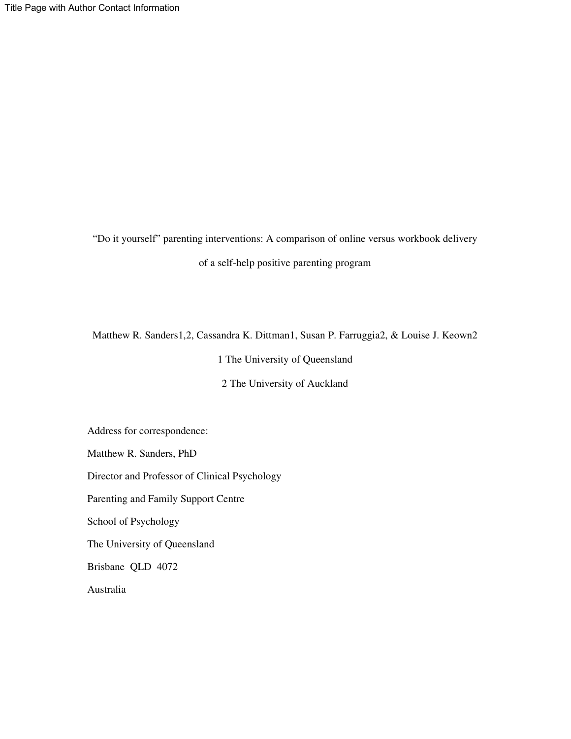Title Page with Author Contact Information

"Do it yourself" parenting interventions: A comparison of online versus workbook delivery of a self-help positive parenting program

Matthew R. Sanders[1,2], Cassandra K. Dittman[1], Susan P. Farruggia[2], & Louise J. Keown[2]

[1] The University of Queensland

[2] The University of Auckland

Address for correspondence:

Matthew R. Sanders, PhD

Director and Professor of Clinical Psychology

Parenting and Family Support Centre

School of Psychology

The University of Queensland

Brisbane QLD 4072

Australia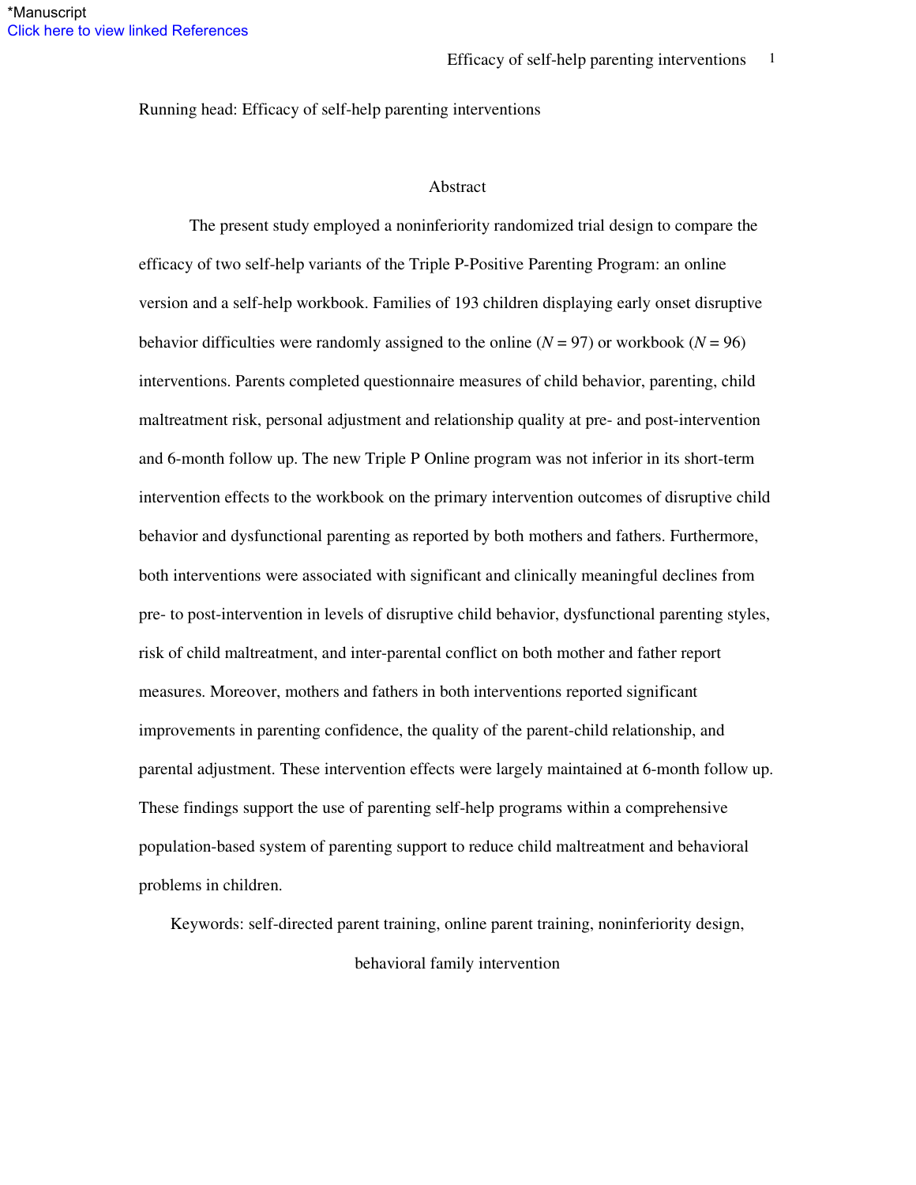Running head: Efficacy of self-help parenting interventions

## Abstract

The present study employed a noninferiority randomized trial design to compare the efficacy of two self-help variants of the Triple P-Positive Parenting Program: an online version and a self-help workbook. Families of 193 children displaying early onset disruptive behavior difficulties were randomly assigned to the online (*N* = 97) or workbook (*N* = 96) interventions. Parents completed questionnaire measures of child behavior, parenting, child maltreatment risk, personal adjustment and relationship quality at pre- and post-intervention and 6-month follow up. The new Triple P Online program was not inferior in its short-term intervention effects to the workbook on the primary intervention outcomes of disruptive child behavior and dysfunctional parenting as reported by both mothers and fathers. Furthermore, both interventions were associated with significant and clinically meaningful declines from pre- to post-intervention in levels of disruptive child behavior, dysfunctional parenting styles, risk of child maltreatment, and inter-parental conflict on both mother and father report measures. Moreover, mothers and fathers in both interventions reported significant improvements in parenting confidence, the quality of the parent-child relationship, and parental adjustment. These intervention effects were largely maintained at 6-month follow up. These findings support the use of parenting self-help programs within a comprehensive population-based system of parenting support to reduce child maltreatment and behavioral problems in children.

Keywords: self-directed parent training, online parent training, noninferiority design, behavioral family intervention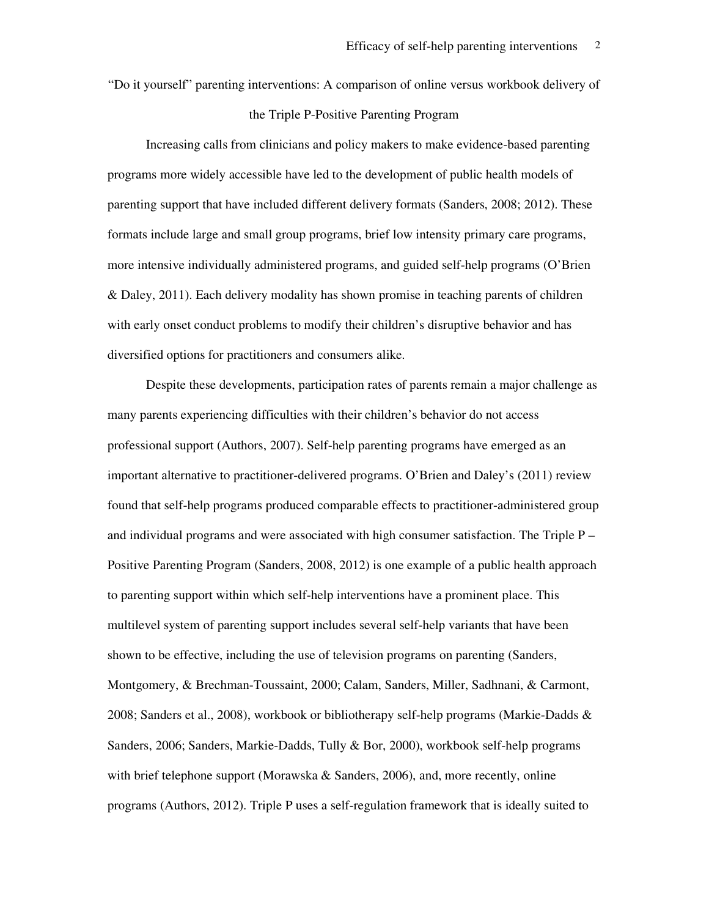“Do it yourself” parenting interventions: A comparison of online versus workbook delivery of the Triple P-Positive Parenting Program

Increasing calls from clinicians and policy makers to make evidence-based parenting programs more widely accessible have led to the development of public health models of parenting support that have included different delivery formats (Sanders, 2008; 2012). These formats include large and small group programs, brief low intensity primary care programs, more intensive individually administered programs, and guided self-help programs (O’Brien & Daley, 2011). Each delivery modality has shown promise in teaching parents of children with early onset conduct problems to modify their children’s disruptive behavior and has diversified options for practitioners and consumers alike.

Despite these developments, participation rates of parents remain a major challenge as many parents experiencing difficulties with their children’s behavior do not access professional support (Authors, 2007). Self-help parenting programs have emerged as an important alternative to practitioner-delivered programs. O’Brien and Daley’s (2011) review found that self-help programs produced comparable effects to practitioner-administered group and individual programs and were associated with high consumer satisfaction. The Triple P – Positive Parenting Program (Sanders, 2008, 2012) is one example of a public health approach to parenting support within which self-help interventions have a prominent place. This multilevel system of parenting support includes several self-help variants that have been shown to be effective, including the use of television programs on parenting (Sanders, Montgomery, & Brechman-Toussaint, 2000; Calam, Sanders, Miller, Sadhnani, & Carmont, 2008; Sanders et al., 2008), workbook or bibliotherapy self-help programs (Markie-Dadds & Sanders, 2006; Sanders, Markie-Dadds, Tully & Bor, 2000), workbook self-help programs with brief telephone support (Morawska & Sanders, 2006), and, more recently, online programs (Authors, 2012). Triple P uses a self-regulation framework that is ideally suited to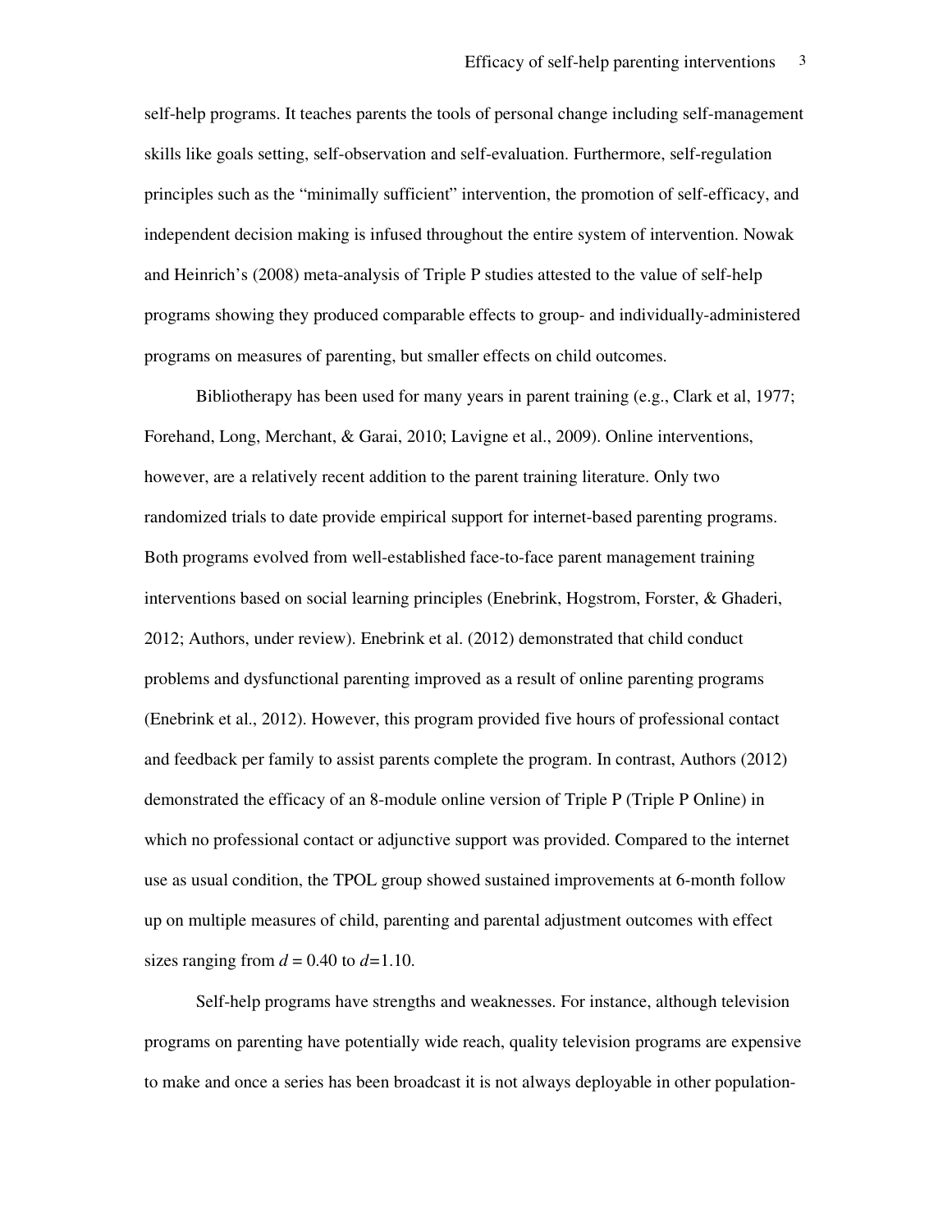self-help programs. It teaches parents the tools of personal change including self-management skills like goals setting, self-observation and self-evaluation. Furthermore, self-regulation principles such as the "minimally sufficient" intervention, the promotion of self-efficacy, and independent decision making is infused throughout the entire system of intervention. Nowak and Heinrich's (2008) meta-analysis of Triple P studies attested to the value of self-help programs showing they produced comparable effects to group- and individually-administered programs on measures of parenting, but smaller effects on child outcomes.

Bibliotherapy has been used for many years in parent training (e.g., Clark et al, 1977; Forehand, Long, Merchant, & Garai, 2010; Lavigne et al., 2009). Online interventions, however, are a relatively recent addition to the parent training literature. Only two randomized trials to date provide empirical support for internet-based parenting programs. Both programs evolved from well-established face-to-face parent management training interventions based on social learning principles (Enebrink, Hogstrom, Forster, & Ghaderi, 2012; Authors, under review). Enebrink et al. (2012) demonstrated that child conduct problems and dysfunctional parenting improved as a result of online parenting programs (Enebrink et al., 2012). However, this program provided five hours of professional contact and feedback per family to assist parents complete the program. In contrast, Authors (2012) demonstrated the efficacy of an 8-module online version of Triple P (Triple P Online) in which no professional contact or adjunctive support was provided. Compared to the internet use as usual condition, the TPOL group showed sustained improvements at 6-month follow up on multiple measures of child, parenting and parental adjustment outcomes with effect sizes ranging from $d = 0.40$ to $d=1.10$.

Self-help programs have strengths and weaknesses. For instance, although television programs on parenting have potentially wide reach, quality television programs are expensive to make and once a series has been broadcast it is not always deployable in other population-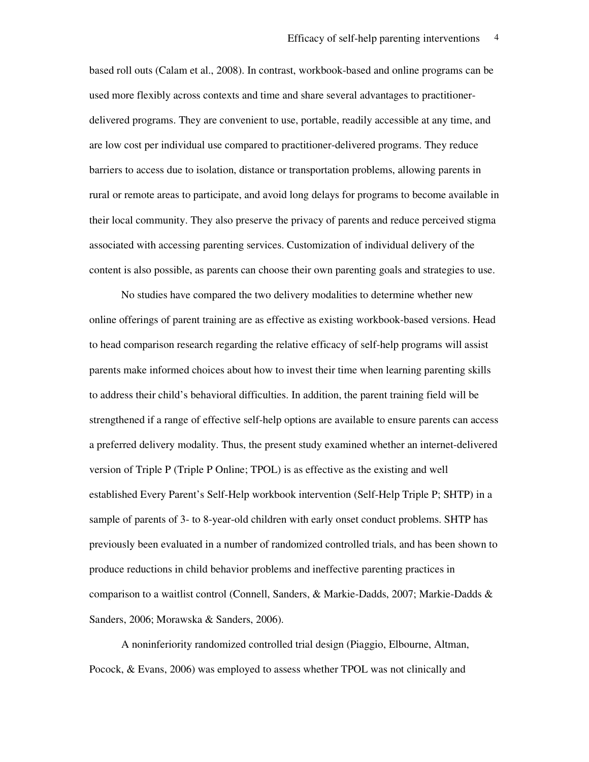based roll outs (Calam et al., 2008). In contrast, workbook-based and online programs can be used more flexibly across contexts and time and share several advantages to practitioner-delivered programs. They are convenient to use, portable, readily accessible at any time, and are low cost per individual use compared to practitioner-delivered programs. They reduce barriers to access due to isolation, distance or transportation problems, allowing parents in rural or remote areas to participate, and avoid long delays for programs to become available in their local community. They also preserve the privacy of parents and reduce perceived stigma associated with accessing parenting services. Customization of individual delivery of the content is also possible, as parents can choose their own parenting goals and strategies to use.

No studies have compared the two delivery modalities to determine whether new online offerings of parent training are as effective as existing workbook-based versions. Head to head comparison research regarding the relative efficacy of self-help programs will assist parents make informed choices about how to invest their time when learning parenting skills to address their child's behavioral difficulties. In addition, the parent training field will be strengthened if a range of effective self-help options are available to ensure parents can access a preferred delivery modality. Thus, the present study examined whether an internet-delivered version of Triple P (Triple P Online; TPOL) is as effective as the existing and well established Every Parent's Self-Help workbook intervention (Self-Help Triple P; SHTP) in a sample of parents of 3- to 8-year-old children with early onset conduct problems. SHTP has previously been evaluated in a number of randomized controlled trials, and has been shown to produce reductions in child behavior problems and ineffective parenting practices in comparison to a waitlist control (Connell, Sanders, & Markie-Dadds, 2007; Markie-Dadds & Sanders, 2006; Morawska & Sanders, 2006).

A noninferiority randomized controlled trial design (Piaggio, Elbourne, Altman, Pocock, & Evans, 2006) was employed to assess whether TPOL was not clinically and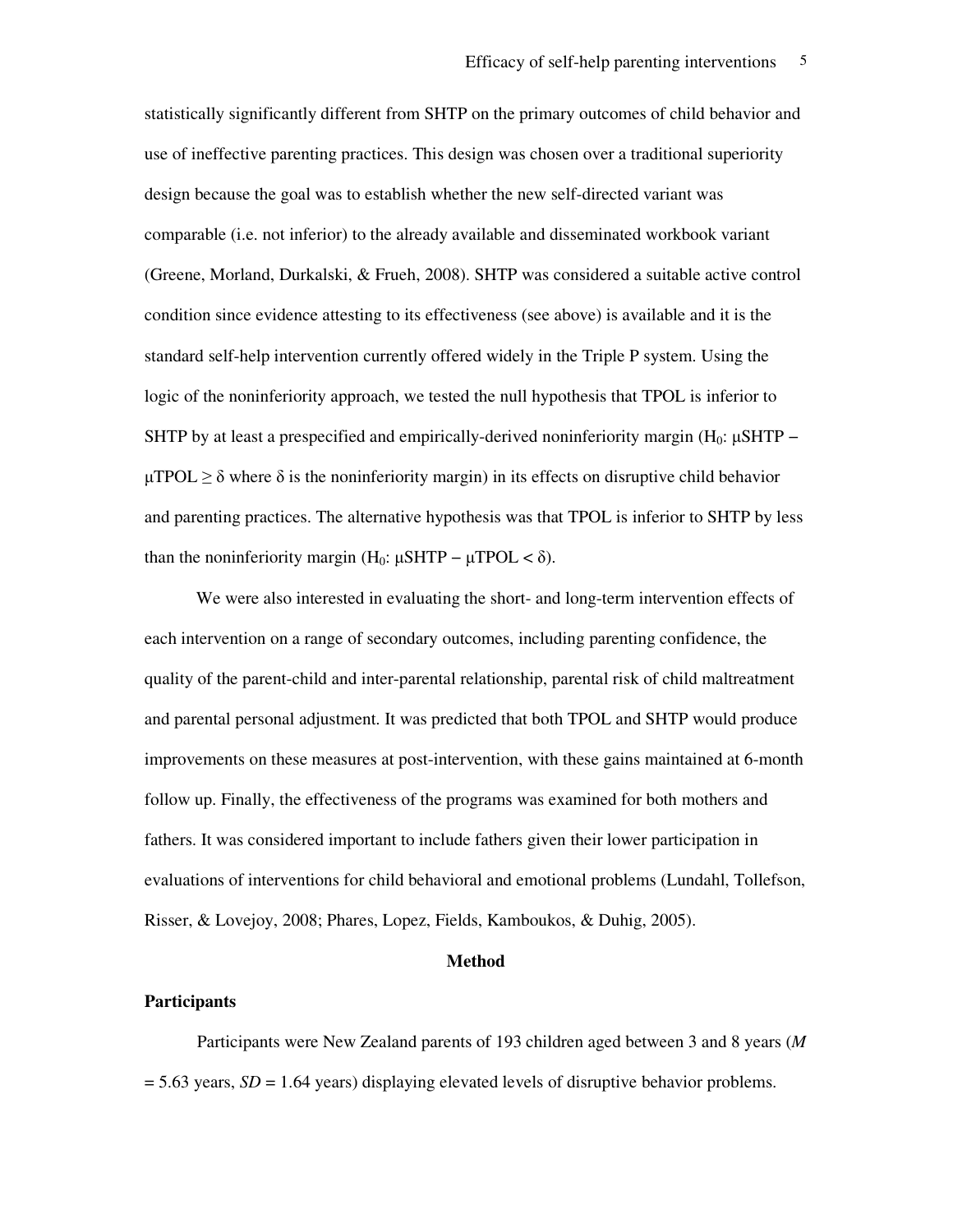statistically significantly different from SHTP on the primary outcomes of child behavior and use of ineffective parenting practices. This design was chosen over a traditional superiority design because the goal was to establish whether the new self-directed variant was comparable (i.e. not inferior) to the already available and disseminated workbook variant (Greene, Morland, Durkalski, & Frueh, 2008). SHTP was considered a suitable active control condition since evidence attesting to its effectiveness (see above) is available and it is the standard self-help intervention currently offered widely in the Triple P system. Using the logic of the noninferiority approach, we tested the null hypothesis that TPOL is inferior to SHTP by at least a prespecified and empirically-derived noninferiority margin ($H_0$: $\mu$SHTP – $\mu$TPOL $\geq \delta$ where $\delta$ is the noninferiority margin) in its effects on disruptive child behavior and parenting practices. The alternative hypothesis was that TPOL is inferior to SHTP by less than the noninferiority margin ($H_0$: $\mu$SHTP – $\mu$TPOL $< \delta$).

We were also interested in evaluating the short- and long-term intervention effects of each intervention on a range of secondary outcomes, including parenting confidence, the quality of the parent-child and inter-parental relationship, parental risk of child maltreatment and parental personal adjustment. It was predicted that both TPOL and SHTP would produce improvements on these measures at post-intervention, with these gains maintained at 6-month follow up. Finally, the effectiveness of the programs was examined for both mothers and fathers. It was considered important to include fathers given their lower participation in evaluations of interventions for child behavioral and emotional problems (Lundahl, Tollefson, Risser, & Lovejoy, 2008; Phares, Lopez, Fields, Kamboukos, & Duhig, 2005).

## Method

### Participants

Participants were New Zealand parents of 193 children aged between 3 and 8 years (*M* = 5.63 years, *SD* = 1.64 years) displaying elevated levels of disruptive behavior problems.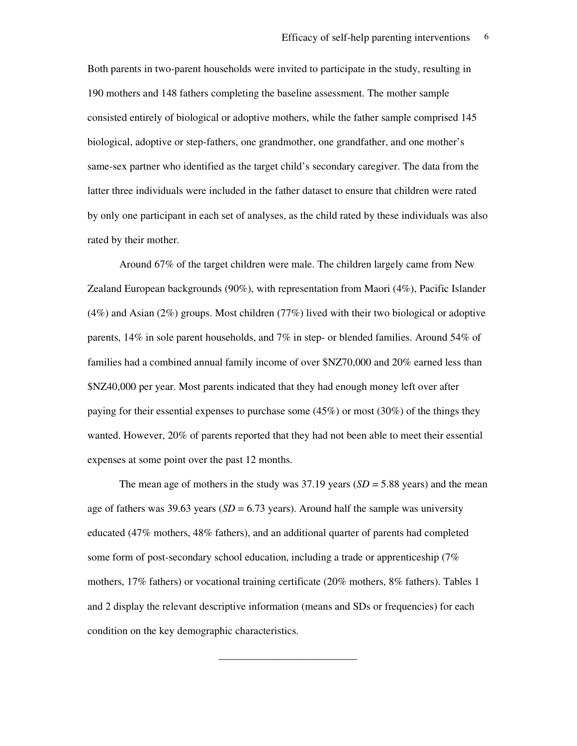Both parents in two-parent households were invited to participate in the study, resulting in 190 mothers and 148 fathers completing the baseline assessment. The mother sample consisted entirely of biological or adoptive mothers, while the father sample comprised 145 biological, adoptive or step-fathers, one grandmother, one grandfather, and one mother's same-sex partner who identified as the target child's secondary caregiver. The data from the latter three individuals were included in the father dataset to ensure that children were rated by only one participant in each set of analyses, as the child rated by these individuals was also rated by their mother.

Around 67% of the target children were male. The children largely came from New Zealand European backgrounds (90%), with representation from Maori (4%), Pacific Islander (4%) and Asian (2%) groups. Most children (77%) lived with their two biological or adoptive parents, 14% in sole parent households, and 7% in step- or blended families. Around 54% of families had a combined annual family income of over $NZ70,000 and 20% earned less than $NZ40,000 per year. Most parents indicated that they had enough money left over after paying for their essential expenses to purchase some (45%) or most (30%) of the things they wanted. However, 20% of parents reported that they had not been able to meet their essential expenses at some point over the past 12 months.

The mean age of mothers in the study was 37.19 years (*SD* = 5.88 years) and the mean age of fathers was 39.63 years (*SD* = 6.73 years). Around half the sample was university educated (47% mothers, 48% fathers), and an additional quarter of parents had completed some form of post-secondary school education, including a trade or apprenticeship (7% mothers, 17% fathers) or vocational training certificate (20% mothers, 8% fathers). Tables 1 and 2 display the relevant descriptive information (means and SDs or frequencies) for each condition on the key demographic characteristics.

---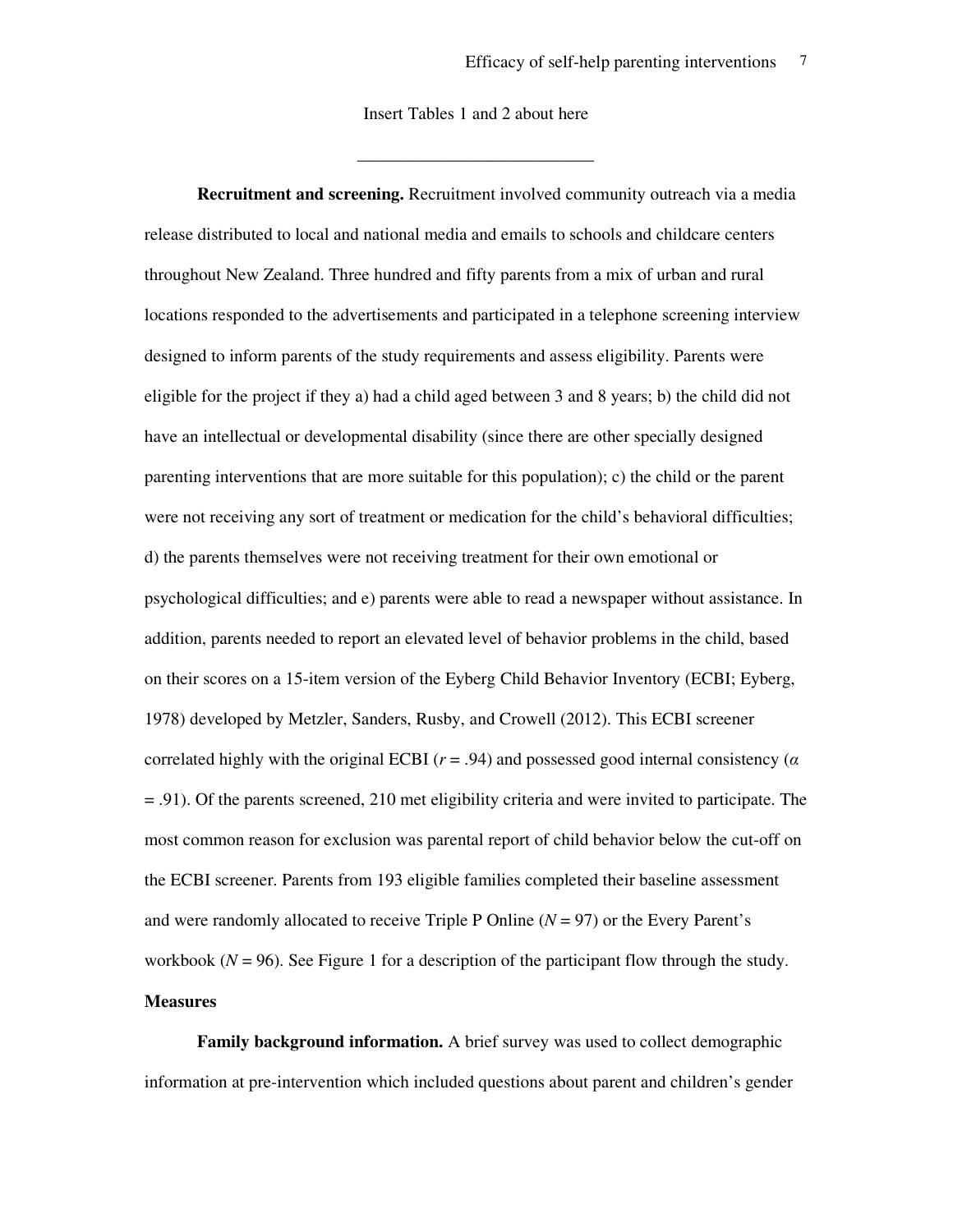Insert Tables 1 and 2 about here

___________________________

**Recruitment and screening.** Recruitment involved community outreach via a media release distributed to local and national media and emails to schools and childcare centers throughout New Zealand. Three hundred and fifty parents from a mix of urban and rural locations responded to the advertisements and participated in a telephone screening interview designed to inform parents of the study requirements and assess eligibility. Parents were eligible for the project if they a) had a child aged between 3 and 8 years; b) the child did not have an intellectual or developmental disability (since there are other specially designed parenting interventions that are more suitable for this population); c) the child or the parent were not receiving any sort of treatment or medication for the child's behavioral difficulties; d) the parents themselves were not receiving treatment for their own emotional or psychological difficulties; and e) parents were able to read a newspaper without assistance. In addition, parents needed to report an elevated level of behavior problems in the child, based on their scores on a 15-item version of the Eyberg Child Behavior Inventory (ECBI; Eyberg, 1978) developed by Metzler, Sanders, Rusby, and Crowell (2012). This ECBI screener correlated highly with the original ECBI ($r = .94$) and possessed good internal consistency ($\alpha = .91$). Of the parents screened, 210 met eligibility criteria and were invited to participate. The most common reason for exclusion was parental report of child behavior below the cut-off on the ECBI screener. Parents from 193 eligible families completed their baseline assessment and were randomly allocated to receive Triple P Online ($N = 97$) or the Every Parent's workbook ($N = 96$). See Figure 1 for a description of the participant flow through the study.

## Measures

**Family background information.** A brief survey was used to collect demographic information at pre-intervention which included questions about parent and children's gender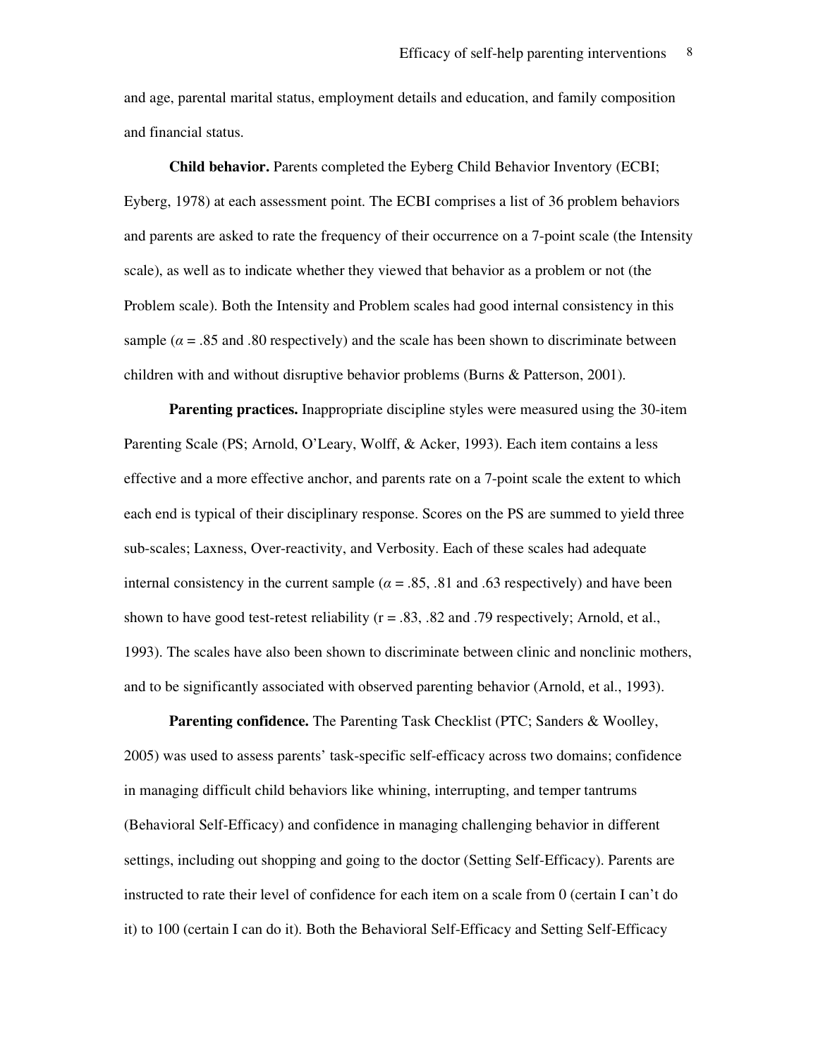and age, parental marital status, employment details and education, and family composition and financial status.

**Child behavior.** Parents completed the Eyberg Child Behavior Inventory (ECBI; Eyberg, 1978) at each assessment point. The ECBI comprises a list of 36 problem behaviors and parents are asked to rate the frequency of their occurrence on a 7-point scale (the Intensity scale), as well as to indicate whether they viewed that behavior as a problem or not (the Problem scale). Both the Intensity and Problem scales had good internal consistency in this sample ($\alpha$ = .85 and .80 respectively) and the scale has been shown to discriminate between children with and without disruptive behavior problems (Burns & Patterson, 2001).

**Parenting practices.** Inappropriate discipline styles were measured using the 30-item Parenting Scale (PS; Arnold, O'Leary, Wolff, & Acker, 1993). Each item contains a less effective and a more effective anchor, and parents rate on a 7-point scale the extent to which each end is typical of their disciplinary response. Scores on the PS are summed to yield three sub-scales; Laxness, Over-reactivity, and Verbosity. Each of these scales had adequate internal consistency in the current sample ($\alpha$ = .85, .81 and .63 respectively) and have been shown to have good test-retest reliability (r = .83, .82 and .79 respectively; Arnold, et al., 1993). The scales have also been shown to discriminate between clinic and nonclinic mothers, and to be significantly associated with observed parenting behavior (Arnold, et al., 1993).

**Parenting confidence.** The Parenting Task Checklist (PTC; Sanders & Woolley, 2005) was used to assess parents' task-specific self-efficacy across two domains; confidence in managing difficult child behaviors like whining, interrupting, and temper tantrums (Behavioral Self-Efficacy) and confidence in managing challenging behavior in different settings, including out shopping and going to the doctor (Setting Self-Efficacy). Parents are instructed to rate their level of confidence for each item on a scale from 0 (certain I can't do it) to 100 (certain I can do it). Both the Behavioral Self-Efficacy and Setting Self-Efficacy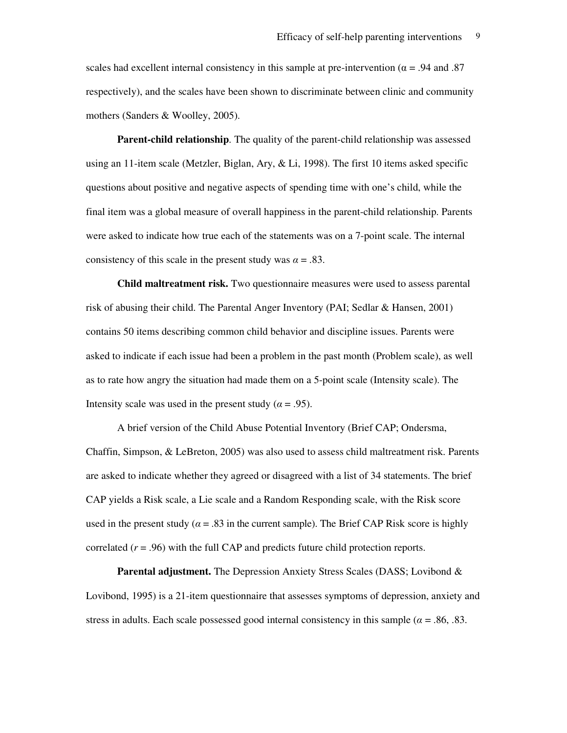scales had excellent internal consistency in this sample at pre-intervention (α = .94 and .87 respectively), and the scales have been shown to discriminate between clinic and community mothers (Sanders & Woolley, 2005).

**Parent-child relationship**. The quality of the parent-child relationship was assessed using an 11-item scale (Metzler, Biglan, Ary, & Li, 1998). The first 10 items asked specific questions about positive and negative aspects of spending time with one's child, while the final item was a global measure of overall happiness in the parent-child relationship. Parents were asked to indicate how true each of the statements was on a 7-point scale. The internal consistency of this scale in the present study was *α* = .83.

**Child maltreatment risk.** Two questionnaire measures were used to assess parental risk of abusing their child. The Parental Anger Inventory (PAI; Sedlar & Hansen, 2001) contains 50 items describing common child behavior and discipline issues. Parents were asked to indicate if each issue had been a problem in the past month (Problem scale), as well as to rate how angry the situation had made them on a 5-point scale (Intensity scale). The Intensity scale was used in the present study (*α* = .95).

A brief version of the Child Abuse Potential Inventory (Brief CAP; Ondersma, Chaffin, Simpson, & LeBreton, 2005) was also used to assess child maltreatment risk. Parents are asked to indicate whether they agreed or disagreed with a list of 34 statements. The brief CAP yields a Risk scale, a Lie scale and a Random Responding scale, with the Risk score used in the present study (*α* = .83 in the current sample). The Brief CAP Risk score is highly correlated (*r* = .96) with the full CAP and predicts future child protection reports.

**Parental adjustment.** The Depression Anxiety Stress Scales (DASS; Lovibond & Lovibond, 1995) is a 21-item questionnaire that assesses symptoms of depression, anxiety and stress in adults. Each scale possessed good internal consistency in this sample (*α* = .86, .83.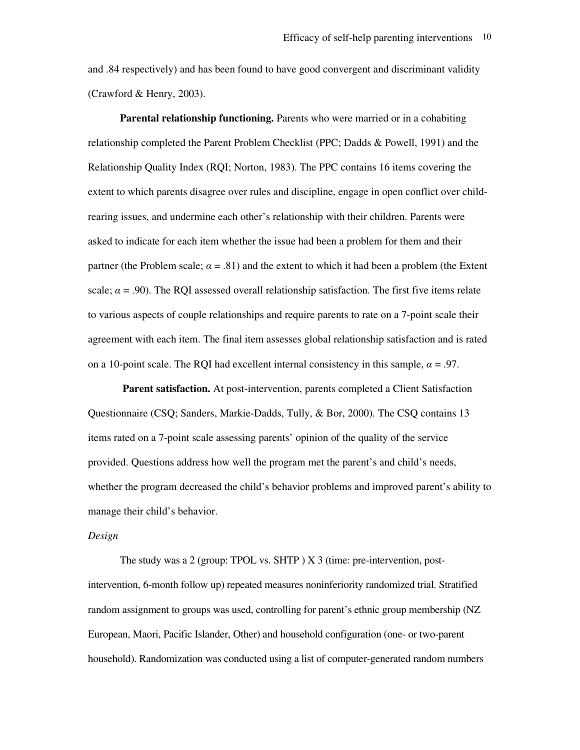and .84 respectively) and has been found to have good convergent and discriminant validity (Crawford & Henry, 2003).

**Parental relationship functioning.** Parents who were married or in a cohabiting relationship completed the Parent Problem Checklist (PPC; Dadds & Powell, 1991) and the Relationship Quality Index (RQI; Norton, 1983). The PPC contains 16 items covering the extent to which parents disagree over rules and discipline, engage in open conflict over child-rearing issues, and undermine each other's relationship with their children. Parents were asked to indicate for each item whether the issue had been a problem for them and their partner (the Problem scale; $\alpha = .81$) and the extent to which it had been a problem (the Extent scale; $\alpha = .90$). The RQI assessed overall relationship satisfaction. The first five items relate to various aspects of couple relationships and require parents to rate on a 7-point scale their agreement with each item. The final item assesses global relationship satisfaction and is rated on a 10-point scale. The RQI had excellent internal consistency in this sample, $\alpha = .97$.

**Parent satisfaction.** At post-intervention, parents completed a Client Satisfaction Questionnaire (CSQ; Sanders, Markie-Dadds, Tully, & Bor, 2000). The CSQ contains 13 items rated on a 7-point scale assessing parents' opinion of the quality of the service provided. Questions address how well the program met the parent's and child's needs, whether the program decreased the child's behavior problems and improved parent's ability to manage their child's behavior.

*Design*

The study was a 2 (group: TPOL vs. SHTP ) X 3 (time: pre-intervention, post-intervention, 6-month follow up) repeated measures noninferiority randomized trial. Stratified random assignment to groups was used, controlling for parent's ethnic group membership (NZ European, Maori, Pacific Islander, Other) and household configuration (one- or two-parent household). Randomization was conducted using a list of computer-generated random numbers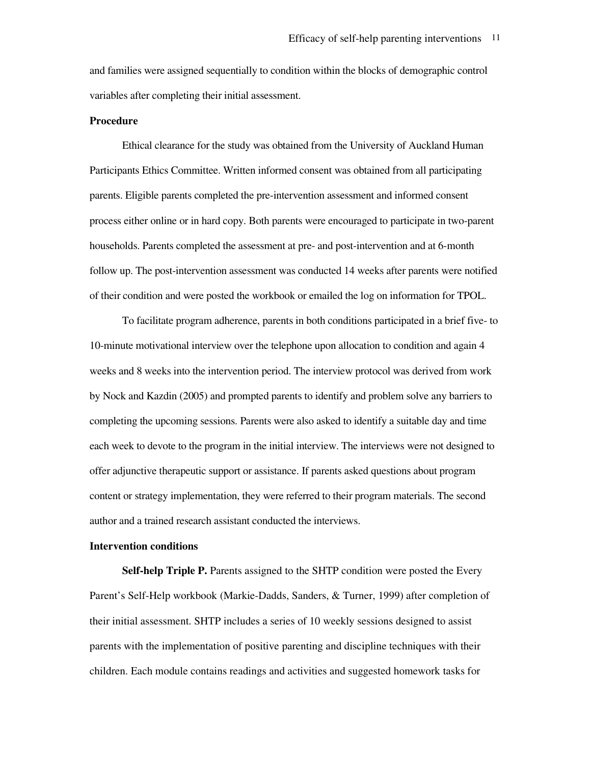and families were assigned sequentially to condition within the blocks of demographic control variables after completing their initial assessment.

**Procedure**

Ethical clearance for the study was obtained from the University of Auckland Human Participants Ethics Committee. Written informed consent was obtained from all participating parents. Eligible parents completed the pre-intervention assessment and informed consent process either online or in hard copy. Both parents were encouraged to participate in two-parent households. Parents completed the assessment at pre- and post-intervention and at 6-month follow up. The post-intervention assessment was conducted 14 weeks after parents were notified of their condition and were posted the workbook or emailed the log on information for TPOL.

To facilitate program adherence, parents in both conditions participated in a brief five- to 10-minute motivational interview over the telephone upon allocation to condition and again 4 weeks and 8 weeks into the intervention period. The interview protocol was derived from work by Nock and Kazdin (2005) and prompted parents to identify and problem solve any barriers to completing the upcoming sessions. Parents were also asked to identify a suitable day and time each week to devote to the program in the initial interview. The interviews were not designed to offer adjunctive therapeutic support or assistance. If parents asked questions about program content or strategy implementation, they were referred to their program materials. The second author and a trained research assistant conducted the interviews.

**Intervention conditions**

**Self-help Triple P.** Parents assigned to the SHTP condition were posted the Every Parent's Self-Help workbook (Markie-Dadds, Sanders, & Turner, 1999) after completion of their initial assessment. SHTP includes a series of 10 weekly sessions designed to assist parents with the implementation of positive parenting and discipline techniques with their children. Each module contains readings and activities and suggested homework tasks for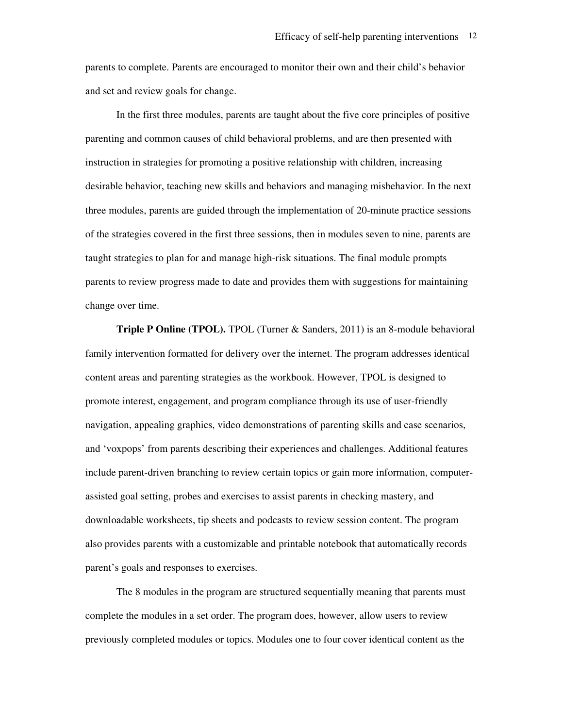parents to complete. Parents are encouraged to monitor their own and their child's behavior and set and review goals for change.

In the first three modules, parents are taught about the five core principles of positive parenting and common causes of child behavioral problems, and are then presented with instruction in strategies for promoting a positive relationship with children, increasing desirable behavior, teaching new skills and behaviors and managing misbehavior. In the next three modules, parents are guided through the implementation of 20-minute practice sessions of the strategies covered in the first three sessions, then in modules seven to nine, parents are taught strategies to plan for and manage high-risk situations. The final module prompts parents to review progress made to date and provides them with suggestions for maintaining change over time.

**Triple P Online (TPOL).** TPOL (Turner & Sanders, 2011) is an 8-module behavioral family intervention formatted for delivery over the internet. The program addresses identical content areas and parenting strategies as the workbook. However, TPOL is designed to promote interest, engagement, and program compliance through its use of user-friendly navigation, appealing graphics, video demonstrations of parenting skills and case scenarios, and 'voxpops' from parents describing their experiences and challenges. Additional features include parent-driven branching to review certain topics or gain more information, computer-assisted goal setting, probes and exercises to assist parents in checking mastery, and downloadable worksheets, tip sheets and podcasts to review session content. The program also provides parents with a customizable and printable notebook that automatically records parent's goals and responses to exercises.

The 8 modules in the program are structured sequentially meaning that parents must complete the modules in a set order. The program does, however, allow users to review previously completed modules or topics. Modules one to four cover identical content as the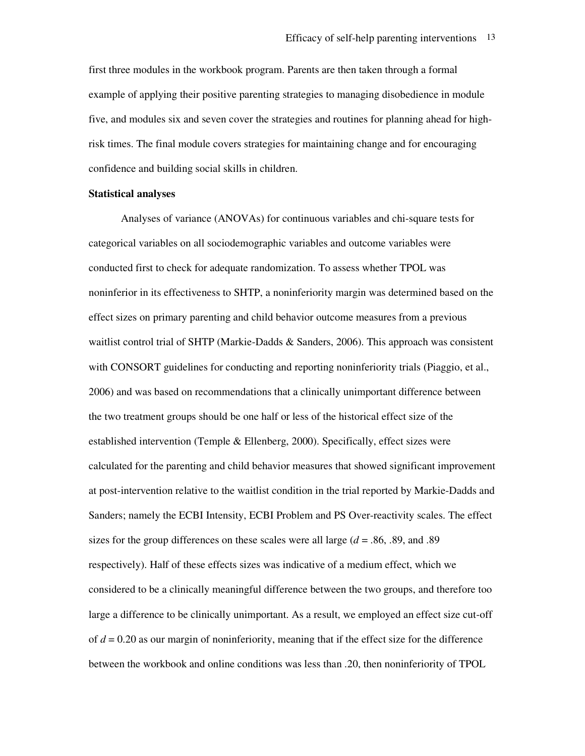first three modules in the workbook program. Parents are then taken through a formal example of applying their positive parenting strategies to managing disobedience in module five, and modules six and seven cover the strategies and routines for planning ahead for high-risk times. The final module covers strategies for maintaining change and for encouraging confidence and building social skills in children.

**Statistical analyses**

Analyses of variance (ANOVAs) for continuous variables and chi-square tests for categorical variables on all sociodemographic variables and outcome variables were conducted first to check for adequate randomization. To assess whether TPOL was noninferior in its effectiveness to SHTP, a noninferiority margin was determined based on the effect sizes on primary parenting and child behavior outcome measures from a previous waitlist control trial of SHTP (Markie-Dadds & Sanders, 2006). This approach was consistent with CONSORT guidelines for conducting and reporting noninferiority trials (Piaggio, et al., 2006) and was based on recommendations that a clinically unimportant difference between the two treatment groups should be one half or less of the historical effect size of the established intervention (Temple & Ellenberg, 2000). Specifically, effect sizes were calculated for the parenting and child behavior measures that showed significant improvement at post-intervention relative to the waitlist condition in the trial reported by Markie-Dadds and Sanders; namely the ECBI Intensity, ECBI Problem and PS Over-reactivity scales. The effect sizes for the group differences on these scales were all large ($d = .86$, $.89$, and $.89$ respectively). Half of these effects sizes was indicative of a medium effect, which we considered to be a clinically meaningful difference between the two groups, and therefore too large a difference to be clinically unimportant. As a result, we employed an effect size cut-off of $d = 0.20$ as our margin of noninferiority, meaning that if the effect size for the difference between the workbook and online conditions was less than .20, then noninferiority of TPOL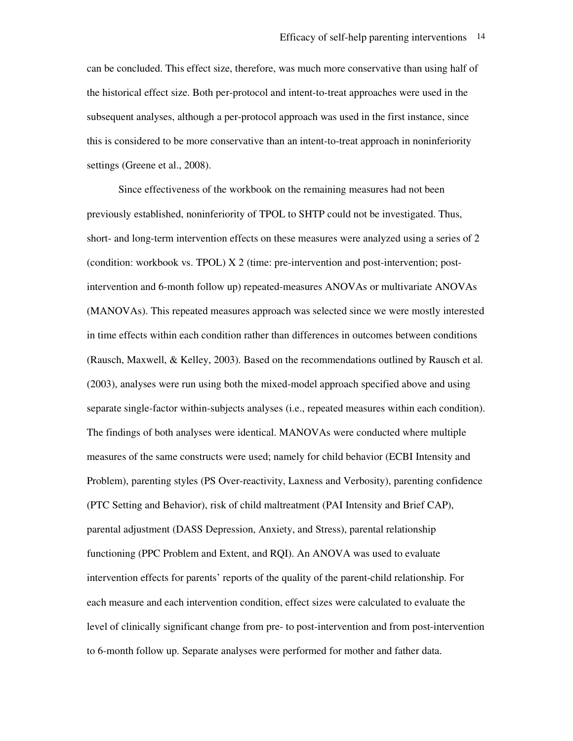can be concluded. This effect size, therefore, was much more conservative than using half of the historical effect size. Both per-protocol and intent-to-treat approaches were used in the subsequent analyses, although a per-protocol approach was used in the first instance, since this is considered to be more conservative than an intent-to-treat approach in noninferiority settings (Greene et al., 2008).

Since effectiveness of the workbook on the remaining measures had not been previously established, noninferiority of TPOL to SHTP could not be investigated. Thus, short- and long-term intervention effects on these measures were analyzed using a series of 2 (condition: workbook vs. TPOL) X 2 (time: pre-intervention and post-intervention; post-intervention and 6-month follow up) repeated-measures ANOVAs or multivariate ANOVAs (MANOVAs). This repeated measures approach was selected since we were mostly interested in time effects within each condition rather than differences in outcomes between conditions (Rausch, Maxwell, & Kelley, 2003). Based on the recommendations outlined by Rausch et al. (2003), analyses were run using both the mixed-model approach specified above and using separate single-factor within-subjects analyses (i.e., repeated measures within each condition). The findings of both analyses were identical. MANOVAs were conducted where multiple measures of the same constructs were used; namely for child behavior (ECBI Intensity and Problem), parenting styles (PS Over-reactivity, Laxness and Verbosity), parenting confidence (PTC Setting and Behavior), risk of child maltreatment (PAI Intensity and Brief CAP), parental adjustment (DASS Depression, Anxiety, and Stress), parental relationship functioning (PPC Problem and Extent, and RQI). An ANOVA was used to evaluate intervention effects for parents' reports of the quality of the parent-child relationship. For each measure and each intervention condition, effect sizes were calculated to evaluate the level of clinically significant change from pre- to post-intervention and from post-intervention to 6-month follow up. Separate analyses were performed for mother and father data.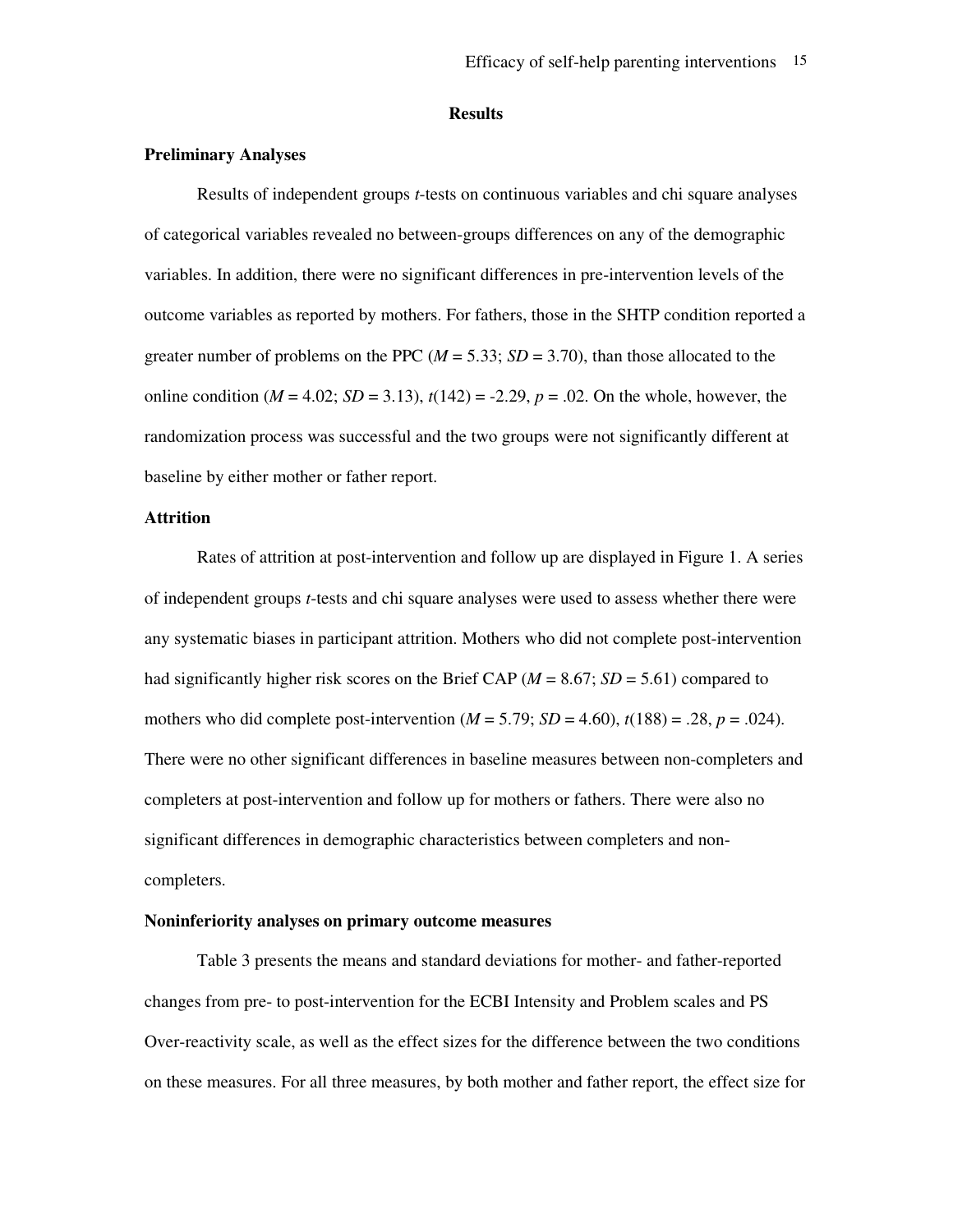# Results

## Preliminary Analyses

Results of independent groups *t*-tests on continuous variables and chi square analyses of categorical variables revealed no between-groups differences on any of the demographic variables. In addition, there were no significant differences in pre-intervention levels of the outcome variables as reported by mothers. For fathers, those in the SHTP condition reported a greater number of problems on the PPC ($M = 5.33$; $SD = 3.70$), than those allocated to the online condition ($M = 4.02$; $SD = 3.13$), $t(142) = -2.29$, $p = .02$. On the whole, however, the randomization process was successful and the two groups were not significantly different at baseline by either mother or father report.

## Attrition

Rates of attrition at post-intervention and follow up are displayed in Figure 1. A series of independent groups *t*-tests and chi square analyses were used to assess whether there were any systematic biases in participant attrition. Mothers who did not complete post-intervention had significantly higher risk scores on the Brief CAP ($M = 8.67$; $SD = 5.61$) compared to mothers who did complete post-intervention ($M = 5.79$; $SD = 4.60$), $t(188) = .28$, $p = .024$). There were no other significant differences in baseline measures between non-completers and completers at post-intervention and follow up for mothers or fathers. There were also no significant differences in demographic characteristics between completers and non-completers.

## Noninferiority analyses on primary outcome measures

Table 3 presents the means and standard deviations for mother- and father-reported changes from pre- to post-intervention for the ECBI Intensity and Problem scales and PS Over-reactivity scale, as well as the effect sizes for the difference between the two conditions on these measures. For all three measures, by both mother and father report, the effect size for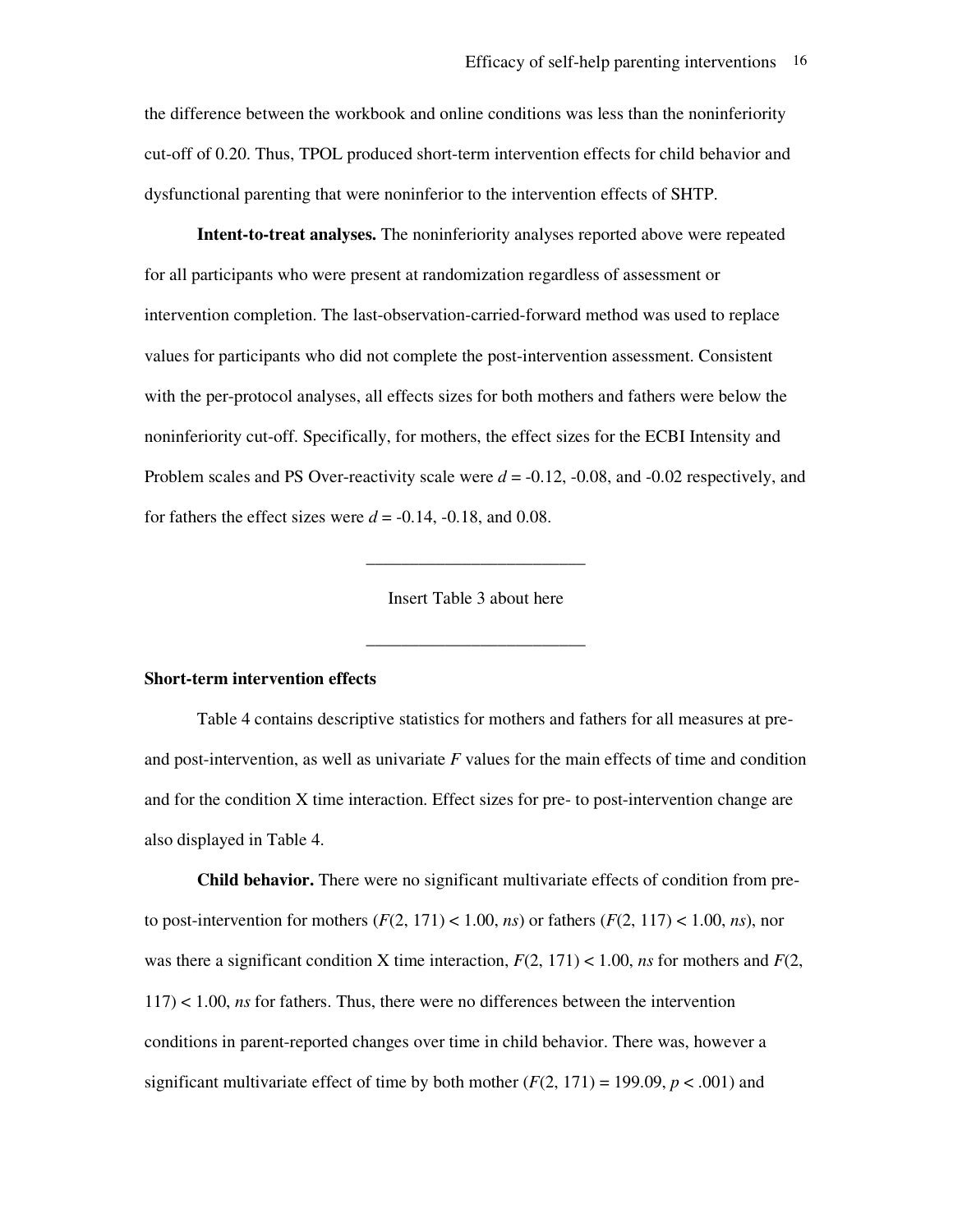the difference between the workbook and online conditions was less than the noninferiority cut-off of 0.20. Thus, TPOL produced short-term intervention effects for child behavior and dysfunctional parenting that were noninferior to the intervention effects of SHTP.

**Intent-to-treat analyses.** The noninferiority analyses reported above were repeated for all participants who were present at randomization regardless of assessment or intervention completion. The last-observation-carried-forward method was used to replace values for participants who did not complete the post-intervention assessment. Consistent with the per-protocol analyses, all effects sizes for both mothers and fathers were below the noninferiority cut-off. Specifically, for mothers, the effect sizes for the ECBI Intensity and Problem scales and PS Over-reactivity scale were $d$ = -0.12, -0.08, and -0.02 respectively, and for fathers the effect sizes were $d$ = -0.14, -0.18, and 0.08.

Insert Table 3 about here

### Short-term intervention effects

Table 4 contains descriptive statistics for mothers and fathers for all measures at pre- and post-intervention, as well as univariate $F$ values for the main effects of time and condition and for the condition X time interaction. Effect sizes for pre- to post-intervention change are also displayed in Table 4.

**Child behavior.** There were no significant multivariate effects of condition from pre- to post-intervention for mothers ($F(2, 171) < 1.00$, *ns*) or fathers ($F(2, 117) < 1.00$, *ns*), nor was there a significant condition X time interaction, $F(2, 171) < 1.00$, *ns* for mothers and $F(2, 117) < 1.00$, *ns* for fathers. Thus, there were no differences between the intervention conditions in parent-reported changes over time in child behavior. There was, however a significant multivariate effect of time by both mother ($F(2, 171) = 199.09$, $p < .001$) and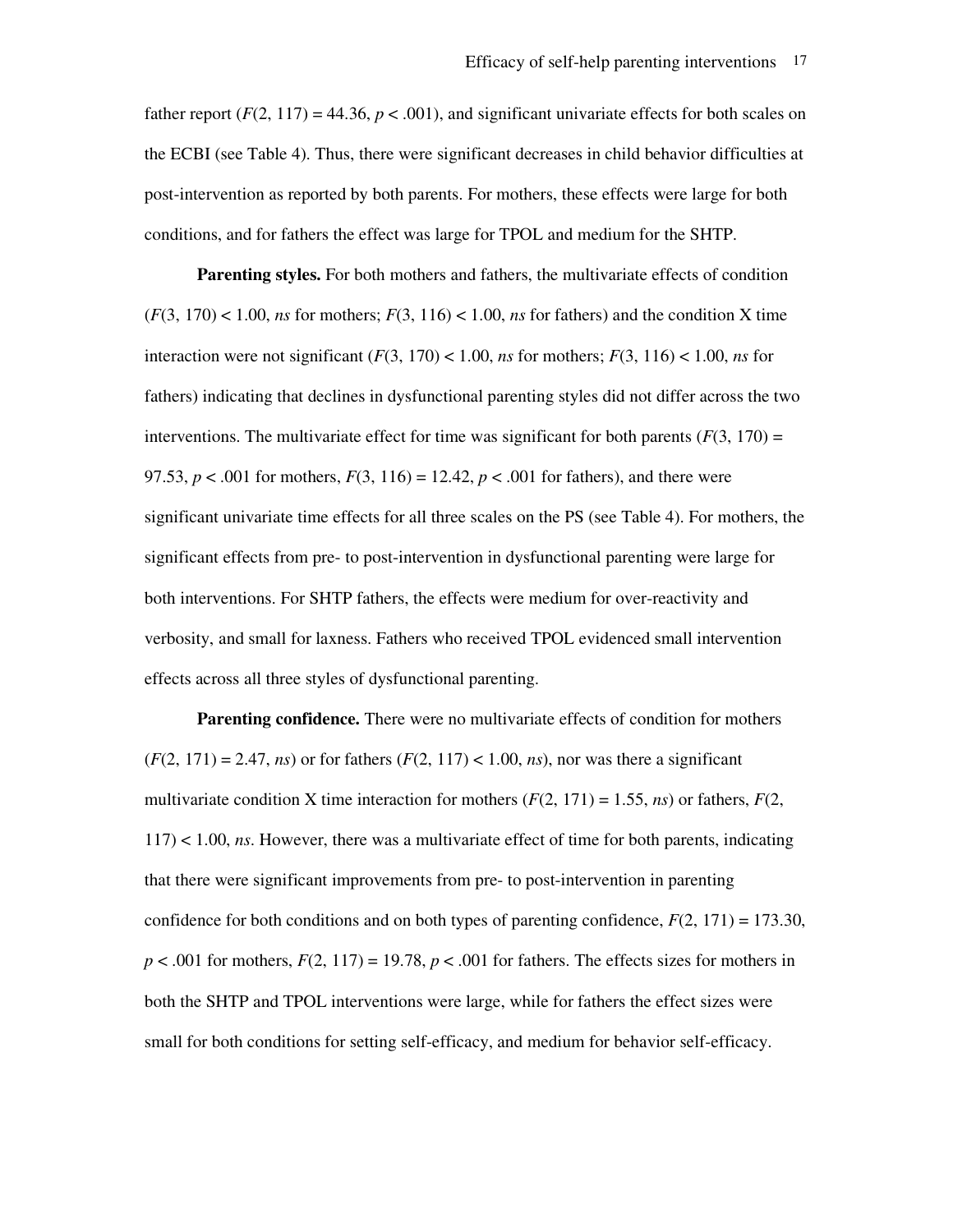father report ($F(2, 117) = 44.36$, $p < .001$), and significant univariate effects for both scales on the ECBI (see Table 4). Thus, there were significant decreases in child behavior difficulties at post-intervention as reported by both parents. For mothers, these effects were large for both conditions, and for fathers the effect was large for TPOL and medium for the SHTP.

**Parenting styles.** For both mothers and fathers, the multivariate effects of condition ($F(3, 170) < 1.00$, *ns* for mothers; $F(3, 116) < 1.00$, *ns* for fathers) and the condition X time interaction were not significant ($F(3, 170) < 1.00$, *ns* for mothers; $F(3, 116) < 1.00$, *ns* for fathers) indicating that declines in dysfunctional parenting styles did not differ across the two interventions. The multivariate effect for time was significant for both parents ($F(3, 170) = 97.53$, $p < .001$ for mothers, $F(3, 116) = 12.42$, $p < .001$ for fathers), and there were significant univariate time effects for all three scales on the PS (see Table 4). For mothers, the significant effects from pre- to post-intervention in dysfunctional parenting were large for both interventions. For SHTP fathers, the effects were medium for over-reactivity and verbosity, and small for laxness. Fathers who received TPOL evidenced small intervention effects across all three styles of dysfunctional parenting.

**Parenting confidence.** There were no multivariate effects of condition for mothers ($F(2, 171) = 2.47$, *ns*) or for fathers ($F(2, 117) < 1.00$, *ns*), nor was there a significant multivariate condition X time interaction for mothers ($F(2, 171) = 1.55$, *ns*) or fathers, $F(2, 117) < 1.00$, *ns*. However, there was a multivariate effect of time for both parents, indicating that there were significant improvements from pre- to post-intervention in parenting confidence for both conditions and on both types of parenting confidence, $F(2, 171) = 173.30$, $p < .001$ for mothers, $F(2, 117) = 19.78$, $p < .001$ for fathers. The effects sizes for mothers in both the SHTP and TPOL interventions were large, while for fathers the effect sizes were small for both conditions for setting self-efficacy, and medium for behavior self-efficacy.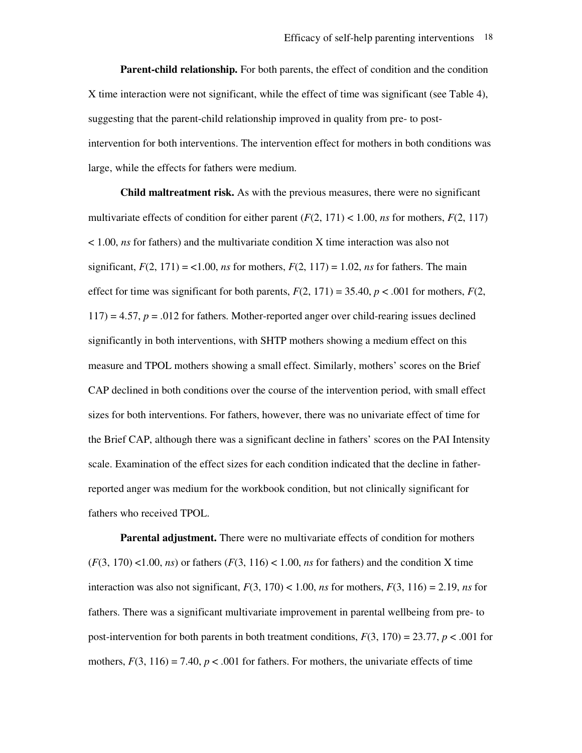**Parent-child relationship.** For both parents, the effect of condition and the condition X time interaction were not significant, while the effect of time was significant (see Table 4), suggesting that the parent-child relationship improved in quality from pre- to post-intervention for both interventions. The intervention effect for mothers in both conditions was large, while the effects for fathers were medium.

**Child maltreatment risk.** As with the previous measures, there were no significant multivariate effects of condition for either parent ($F(2, 171) < 1.00$, *ns* for mothers, $F(2, 117) < 1.00$, *ns* for fathers) and the multivariate condition X time interaction was also not significant, $F(2, 171) = <1.00$, *ns* for mothers, $F(2, 117) = 1.02$, *ns* for fathers. The main effect for time was significant for both parents, $F(2, 171) = 35.40$, $p < .001$ for mothers, $F(2, 117) = 4.57$, $p = .012$ for fathers. Mother-reported anger over child-rearing issues declined significantly in both interventions, with SHTP mothers showing a medium effect on this measure and TPOL mothers showing a small effect. Similarly, mothers' scores on the Brief CAP declined in both conditions over the course of the intervention period, with small effect sizes for both interventions. For fathers, however, there was no univariate effect of time for the Brief CAP, although there was a significant decline in fathers' scores on the PAI Intensity scale. Examination of the effect sizes for each condition indicated that the decline in father-reported anger was medium for the workbook condition, but not clinically significant for fathers who received TPOL.

**Parental adjustment.** There were no multivariate effects of condition for mothers ($F(3, 170) <1.00$, *ns*) or fathers ($F(3, 116) < 1.00$, *ns* for fathers) and the condition X time interaction was also not significant, $F(3, 170) < 1.00$, *ns* for mothers, $F(3, 116) = 2.19$, *ns* for fathers. There was a significant multivariate improvement in parental wellbeing from pre- to post-intervention for both parents in both treatment conditions, $F(3, 170) = 23.77$, $p < .001$ for mothers, $F(3, 116) = 7.40$, $p < .001$ for fathers. For mothers, the univariate effects of time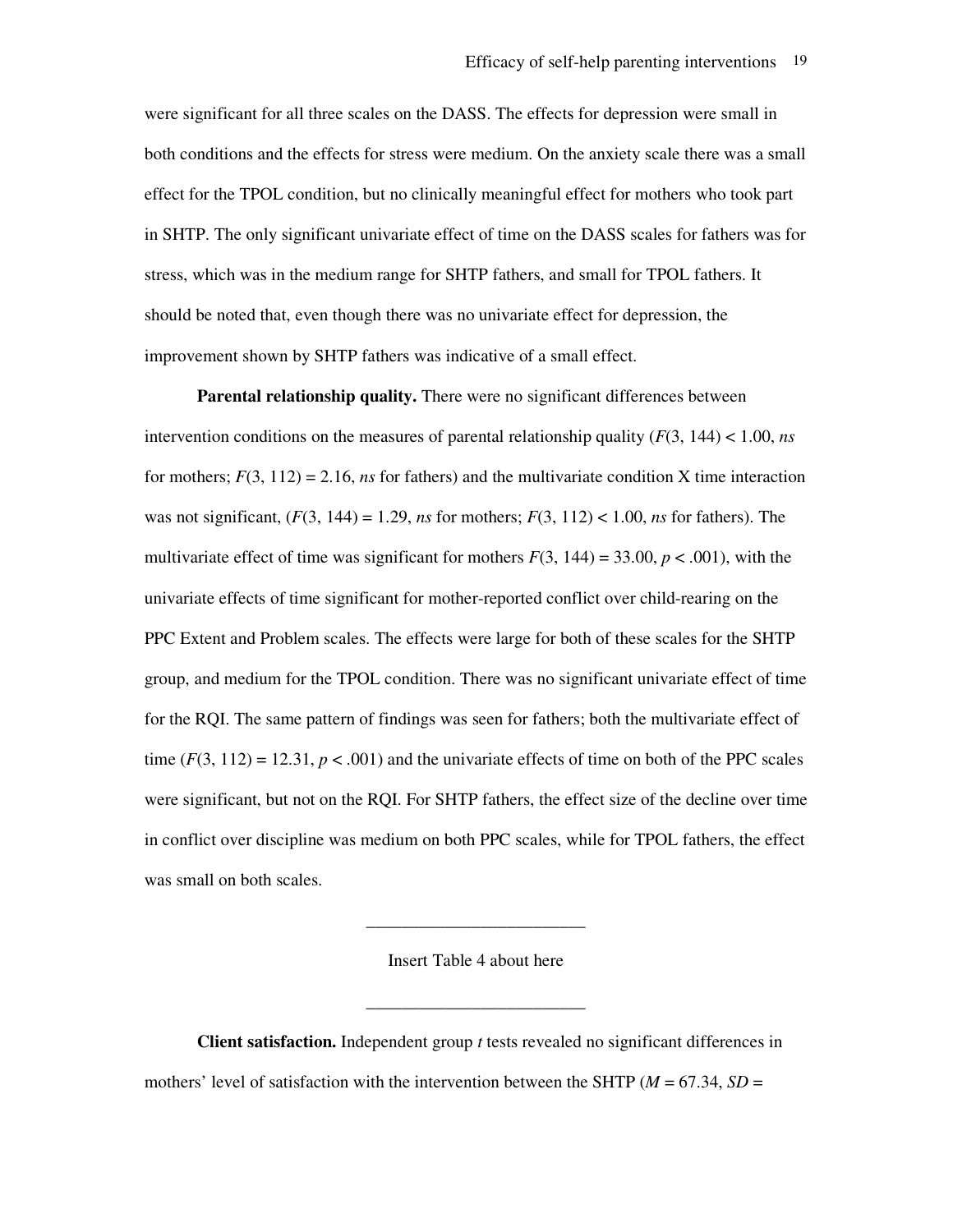were significant for all three scales on the DASS. The effects for depression were small in both conditions and the effects for stress were medium. On the anxiety scale there was a small effect for the TPOL condition, but no clinically meaningful effect for mothers who took part in SHTP. The only significant univariate effect of time on the DASS scales for fathers was for stress, which was in the medium range for SHTP fathers, and small for TPOL fathers. It should be noted that, even though there was no univariate effect for depression, the improvement shown by SHTP fathers was indicative of a small effect.

**Parental relationship quality.** There were no significant differences between intervention conditions on the measures of parental relationship quality ($F(3, 144) < 1.00$, *ns* for mothers; $F(3, 112) = 2.16$, *ns* for fathers) and the multivariate condition X time interaction was not significant, ($F(3, 144) = 1.29$, *ns* for mothers; $F(3, 112) < 1.00$, *ns* for fathers). The multivariate effect of time was significant for mothers $F(3, 144) = 33.00$, $p < .001$), with the univariate effects of time significant for mother-reported conflict over child-rearing on the PPC Extent and Problem scales. The effects were large for both of these scales for the SHTP group, and medium for the TPOL condition. There was no significant univariate effect of time for the RQI. The same pattern of findings was seen for fathers; both the multivariate effect of time ($F(3, 112) = 12.31$, $p < .001$) and the univariate effects of time on both of the PPC scales were significant, but not on the RQI. For SHTP fathers, the effect size of the decline over time in conflict over discipline was medium on both PPC scales, while for TPOL fathers, the effect was small on both scales.

_________________________

Insert Table 4 about here

_________________________

**Client satisfaction.** Independent group *t* tests revealed no significant differences in mothers' level of satisfaction with the intervention between the SHTP ($M = 67.34$, $SD =$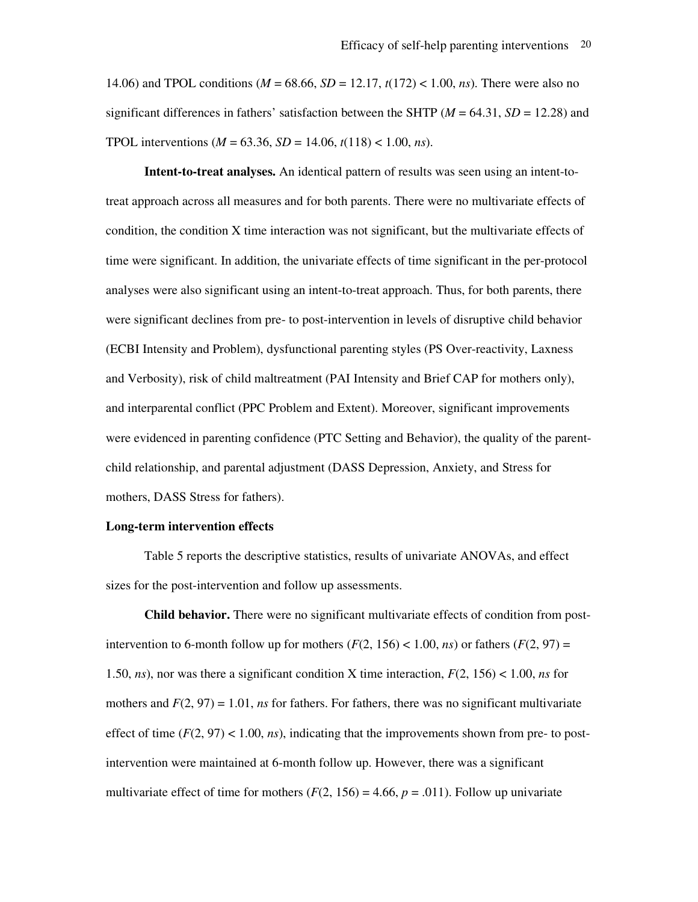14.06) and TPOL conditions (*M* = 68.66, *SD* = 12.17, $t(172) < 1.00$, *ns*). There were also no significant differences in fathers' satisfaction between the SHTP (*M* = 64.31, *SD* = 12.28) and TPOL interventions (*M* = 63.36, *SD* = 14.06, $t(118) < 1.00$, *ns*).

**Intent-to-treat analyses.** An identical pattern of results was seen using an intent-to-treat approach across all measures and for both parents. There were no multivariate effects of condition, the condition X time interaction was not significant, but the multivariate effects of time were significant. In addition, the univariate effects of time significant in the per-protocol analyses were also significant using an intent-to-treat approach. Thus, for both parents, there were significant declines from pre- to post-intervention in levels of disruptive child behavior (ECBI Intensity and Problem), dysfunctional parenting styles (PS Over-reactivity, Laxness and Verbosity), risk of child maltreatment (PAI Intensity and Brief CAP for mothers only), and interparental conflict (PPC Problem and Extent). Moreover, significant improvements were evidenced in parenting confidence (PTC Setting and Behavior), the quality of the parent-child relationship, and parental adjustment (DASS Depression, Anxiety, and Stress for mothers, DASS Stress for fathers).

**Long-term intervention effects**

Table 5 reports the descriptive statistics, results of univariate ANOVAs, and effect sizes for the post-intervention and follow up assessments.

**Child behavior.** There were no significant multivariate effects of condition from post-intervention to 6-month follow up for mothers ($F(2, 156) < 1.00$, *ns*) or fathers ($F(2, 97) = 1.50$, *ns*), nor was there a significant condition X time interaction, $F(2, 156) < 1.00$, *ns* for mothers and $F(2, 97) = 1.01$, *ns* for fathers. For fathers, there was no significant multivariate effect of time ($F(2, 97) < 1.00$, *ns*), indicating that the improvements shown from pre- to post-intervention were maintained at 6-month follow up. However, there was a significant multivariate effect of time for mothers ($F(2, 156) = 4.66$, $p = .011$). Follow up univariate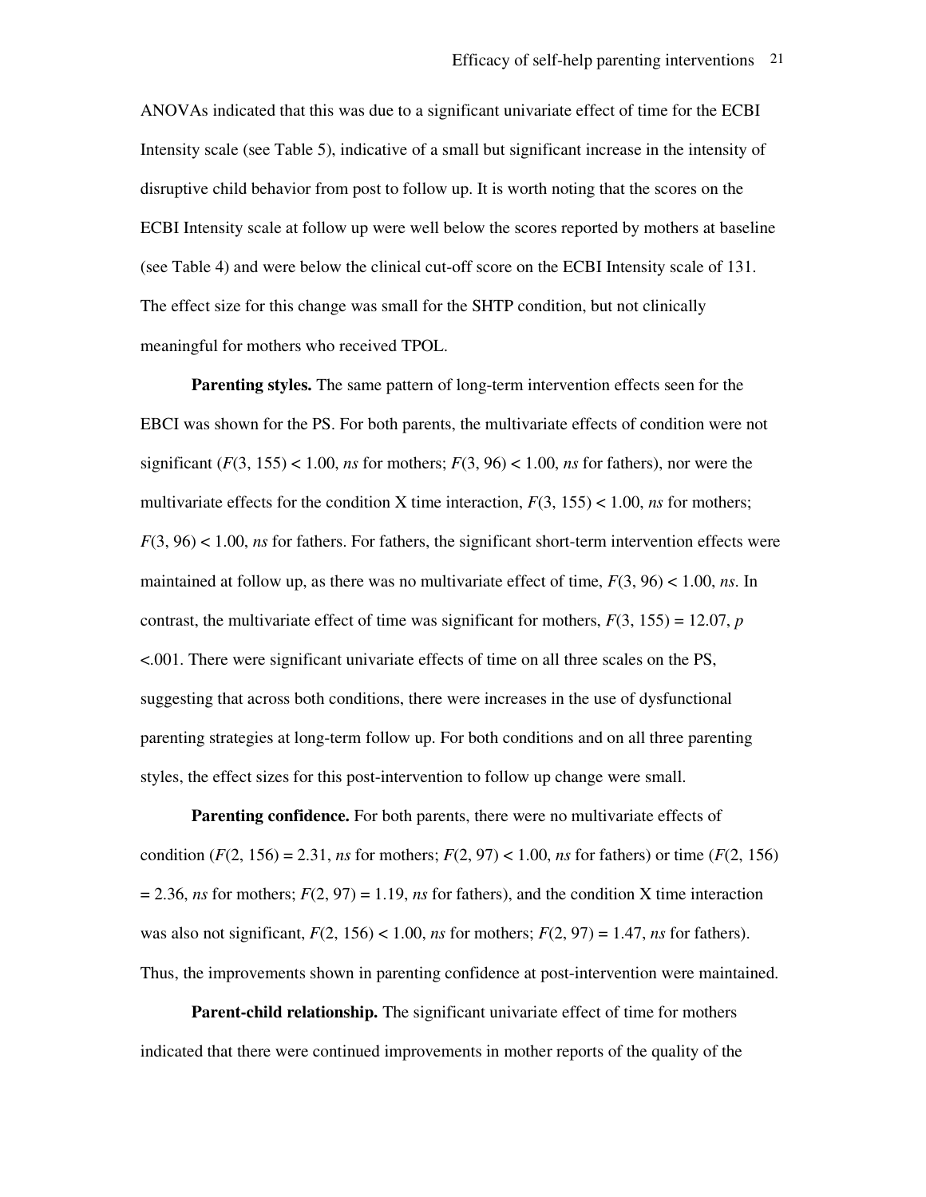ANOVAs indicated that this was due to a significant univariate effect of time for the ECBI Intensity scale (see Table 5), indicative of a small but significant increase in the intensity of disruptive child behavior from post to follow up. It is worth noting that the scores on the ECBI Intensity scale at follow up were well below the scores reported by mothers at baseline (see Table 4) and were below the clinical cut-off score on the ECBI Intensity scale of 131. The effect size for this change was small for the SHTP condition, but not clinically meaningful for mothers who received TPOL.

**Parenting styles.** The same pattern of long-term intervention effects seen for the EBCI was shown for the PS. For both parents, the multivariate effects of condition were not significant ($F(3, 155) < 1.00$, *ns* for mothers; $F(3, 96) < 1.00$, *ns* for fathers), nor were the multivariate effects for the condition X time interaction, $F(3, 155) < 1.00$, *ns* for mothers; $F(3, 96) < 1.00$, *ns* for fathers. For fathers, the significant short-term intervention effects were maintained at follow up, as there was no multivariate effect of time, $F(3, 96) < 1.00$, *ns*. In contrast, the multivariate effect of time was significant for mothers, $F(3, 155) = 12.07$, $p < .001$. There were significant univariate effects of time on all three scales on the PS, suggesting that across both conditions, there were increases in the use of dysfunctional parenting strategies at long-term follow up. For both conditions and on all three parenting styles, the effect sizes for this post-intervention to follow up change were small.

**Parenting confidence.** For both parents, there were no multivariate effects of condition ($F(2, 156) = 2.31$, *ns* for mothers; $F(2, 97) < 1.00$, *ns* for fathers) or time ($F(2, 156) = 2.36$, *ns* for mothers; $F(2, 97) = 1.19$, *ns* for fathers), and the condition X time interaction was also not significant, $F(2, 156) < 1.00$, *ns* for mothers; $F(2, 97) = 1.47$, *ns* for fathers). Thus, the improvements shown in parenting confidence at post-intervention were maintained.

**Parent-child relationship.** The significant univariate effect of time for mothers indicated that there were continued improvements in mother reports of the quality of the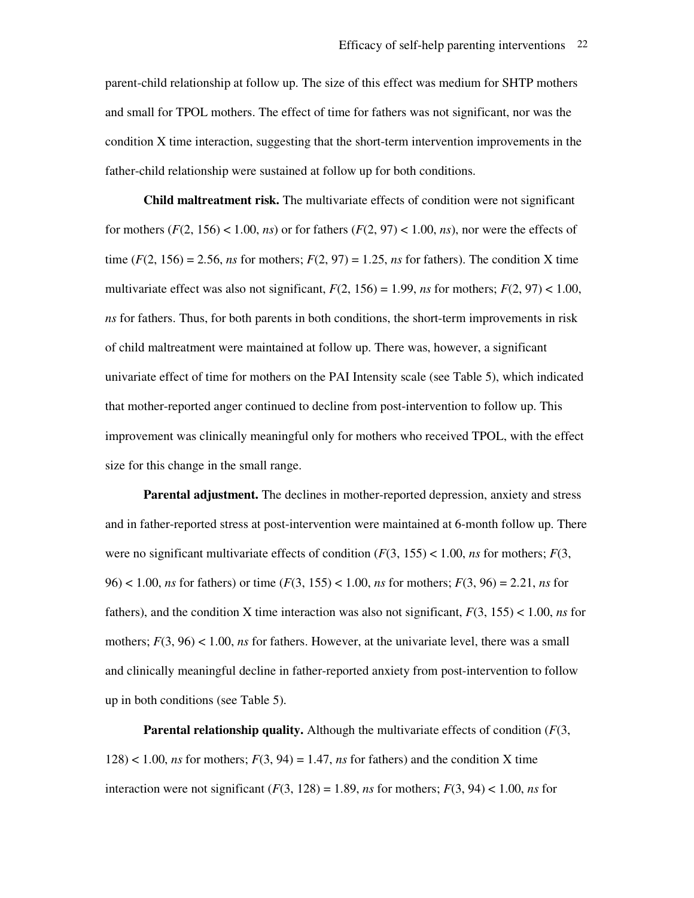parent-child relationship at follow up. The size of this effect was medium for SHTP mothers and small for TPOL mothers. The effect of time for fathers was not significant, nor was the condition X time interaction, suggesting that the short-term intervention improvements in the father-child relationship were sustained at follow up for both conditions.

**Child maltreatment risk.** The multivariate effects of condition were not significant for mothers ($F(2, 156) < 1.00$, *ns*) or for fathers ($F(2, 97) < 1.00$, *ns*), nor were the effects of time ($F(2, 156) = 2.56$, *ns* for mothers; $F(2, 97) = 1.25$, *ns* for fathers). The condition X time multivariate effect was also not significant, $F(2, 156) = 1.99$, *ns* for mothers; $F(2, 97) < 1.00$, *ns* for fathers. Thus, for both parents in both conditions, the short-term improvements in risk of child maltreatment were maintained at follow up. There was, however, a significant univariate effect of time for mothers on the PAI Intensity scale (see Table 5), which indicated that mother-reported anger continued to decline from post-intervention to follow up. This improvement was clinically meaningful only for mothers who received TPOL, with the effect size for this change in the small range.

**Parental adjustment.** The declines in mother-reported depression, anxiety and stress and in father-reported stress at post-intervention were maintained at 6-month follow up. There were no significant multivariate effects of condition ($F(3, 155) < 1.00$, *ns* for mothers; $F(3, 96) < 1.00$, *ns* for fathers) or time ($F(3, 155) < 1.00$, *ns* for mothers; $F(3, 96) = 2.21$, *ns* for fathers), and the condition X time interaction was also not significant, $F(3, 155) < 1.00$, *ns* for mothers; $F(3, 96) < 1.00$, *ns* for fathers. However, at the univariate level, there was a small and clinically meaningful decline in father-reported anxiety from post-intervention to follow up in both conditions (see Table 5).

**Parental relationship quality.** Although the multivariate effects of condition ($F(3, 128) < 1.00$, *ns* for mothers; $F(3, 94) = 1.47$, *ns* for fathers) and the condition X time interaction were not significant ($F(3, 128) = 1.89$, *ns* for mothers; $F(3, 94) < 1.00$, *ns* for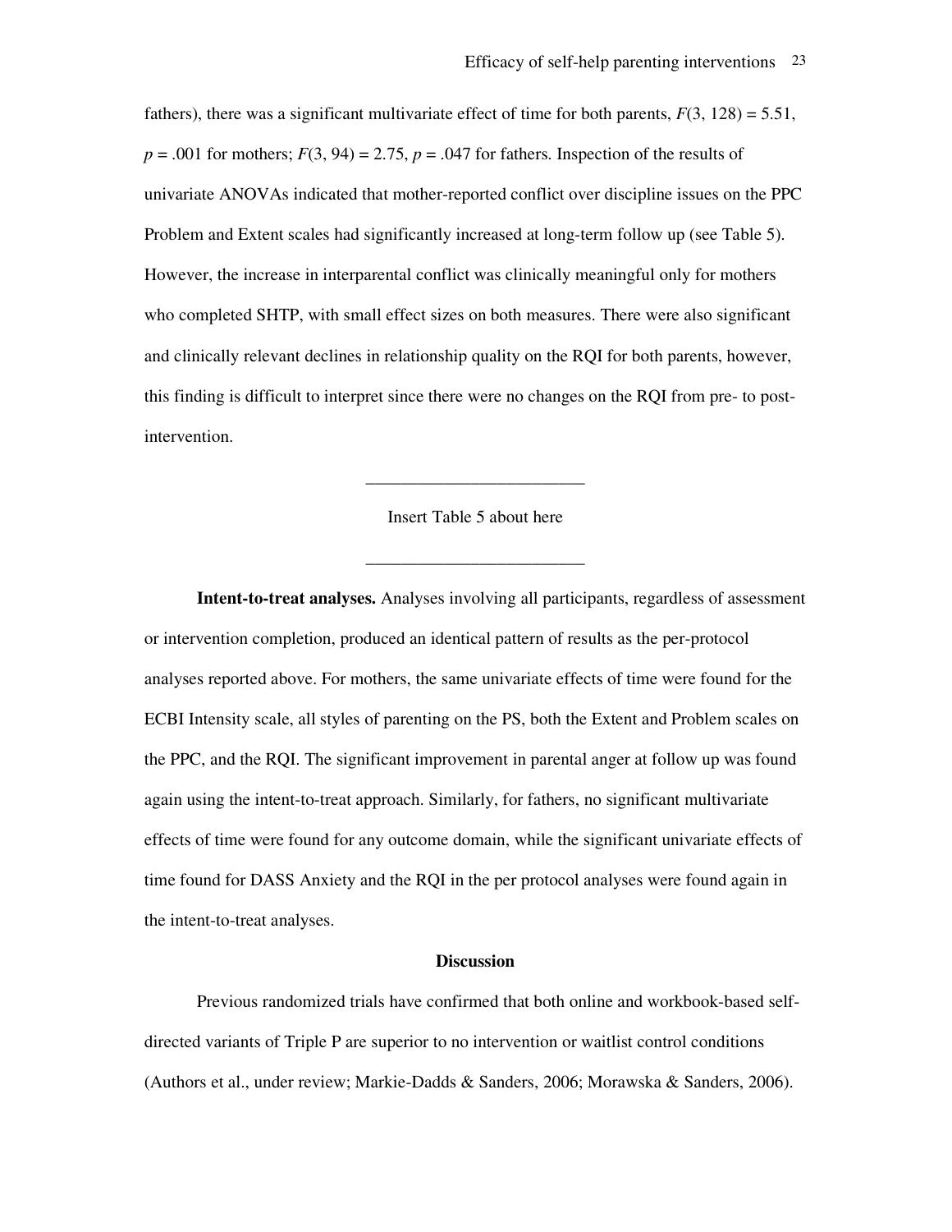fathers), there was a significant multivariate effect of time for both parents, $F(3, 128) = 5.51$, $p = .001$ for mothers; $F(3, 94) = 2.75$, $p = .047$ for fathers. Inspection of the results of univariate ANOVAs indicated that mother-reported conflict over discipline issues on the PPC Problem and Extent scales had significantly increased at long-term follow up (see Table 5). However, the increase in interparental conflict was clinically meaningful only for mothers who completed SHTP, with small effect sizes on both measures. There were also significant and clinically relevant declines in relationship quality on the RQI for both parents, however, this finding is difficult to interpret since there were no changes on the RQI from pre- to post-intervention.

---

Insert Table 5 about here

---

**Intent-to-treat analyses.** Analyses involving all participants, regardless of assessment or intervention completion, produced an identical pattern of results as the per-protocol analyses reported above. For mothers, the same univariate effects of time were found for the ECBI Intensity scale, all styles of parenting on the PS, both the Extent and Problem scales on the PPC, and the RQI. The significant improvement in parental anger at follow up was found again using the intent-to-treat approach. Similarly, for fathers, no significant multivariate effects of time were found for any outcome domain, while the significant univariate effects of time found for DASS Anxiety and the RQI in the per protocol analyses were found again in the intent-to-treat analyses.

## Discussion

Previous randomized trials have confirmed that both online and workbook-based self-directed variants of Triple P are superior to no intervention or waitlist control conditions (Authors et al., under review; Markie-Dadds & Sanders, 2006; Morawska & Sanders, 2006).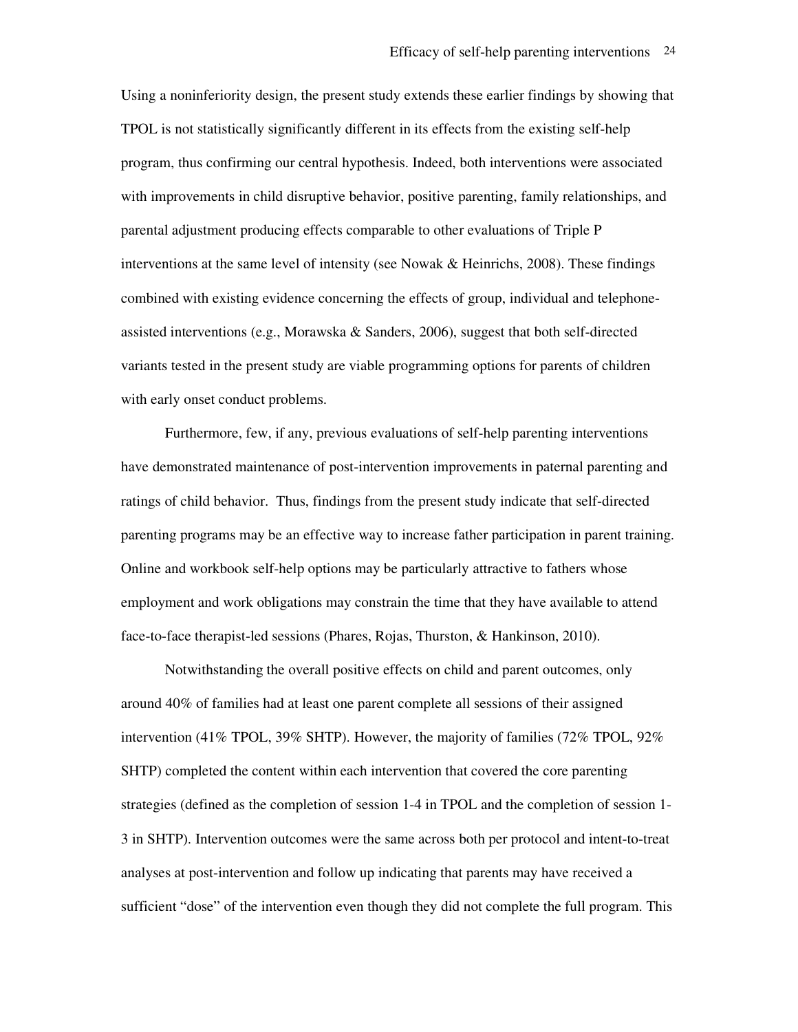Using a noninferiority design, the present study extends these earlier findings by showing that TPOL is not statistically significantly different in its effects from the existing self-help program, thus confirming our central hypothesis. Indeed, both interventions were associated with improvements in child disruptive behavior, positive parenting, family relationships, and parental adjustment producing effects comparable to other evaluations of Triple P interventions at the same level of intensity (see Nowak & Heinrichs, 2008). These findings combined with existing evidence concerning the effects of group, individual and telephone-assisted interventions (e.g., Morawska & Sanders, 2006), suggest that both self-directed variants tested in the present study are viable programming options for parents of children with early onset conduct problems.

Furthermore, few, if any, previous evaluations of self-help parenting interventions have demonstrated maintenance of post-intervention improvements in paternal parenting and ratings of child behavior. Thus, findings from the present study indicate that self-directed parenting programs may be an effective way to increase father participation in parent training. Online and workbook self-help options may be particularly attractive to fathers whose employment and work obligations may constrain the time that they have available to attend face-to-face therapist-led sessions (Phares, Rojas, Thurston, & Hankinson, 2010).

Notwithstanding the overall positive effects on child and parent outcomes, only around 40% of families had at least one parent complete all sessions of their assigned intervention (41% TPOL, 39% SHTP). However, the majority of families (72% TPOL, 92% SHTP) completed the content within each intervention that covered the core parenting strategies (defined as the completion of session 1-4 in TPOL and the completion of session 1-3 in SHTP). Intervention outcomes were the same across both per protocol and intent-to-treat analyses at post-intervention and follow up indicating that parents may have received a sufficient "dose" of the intervention even though they did not complete the full program. This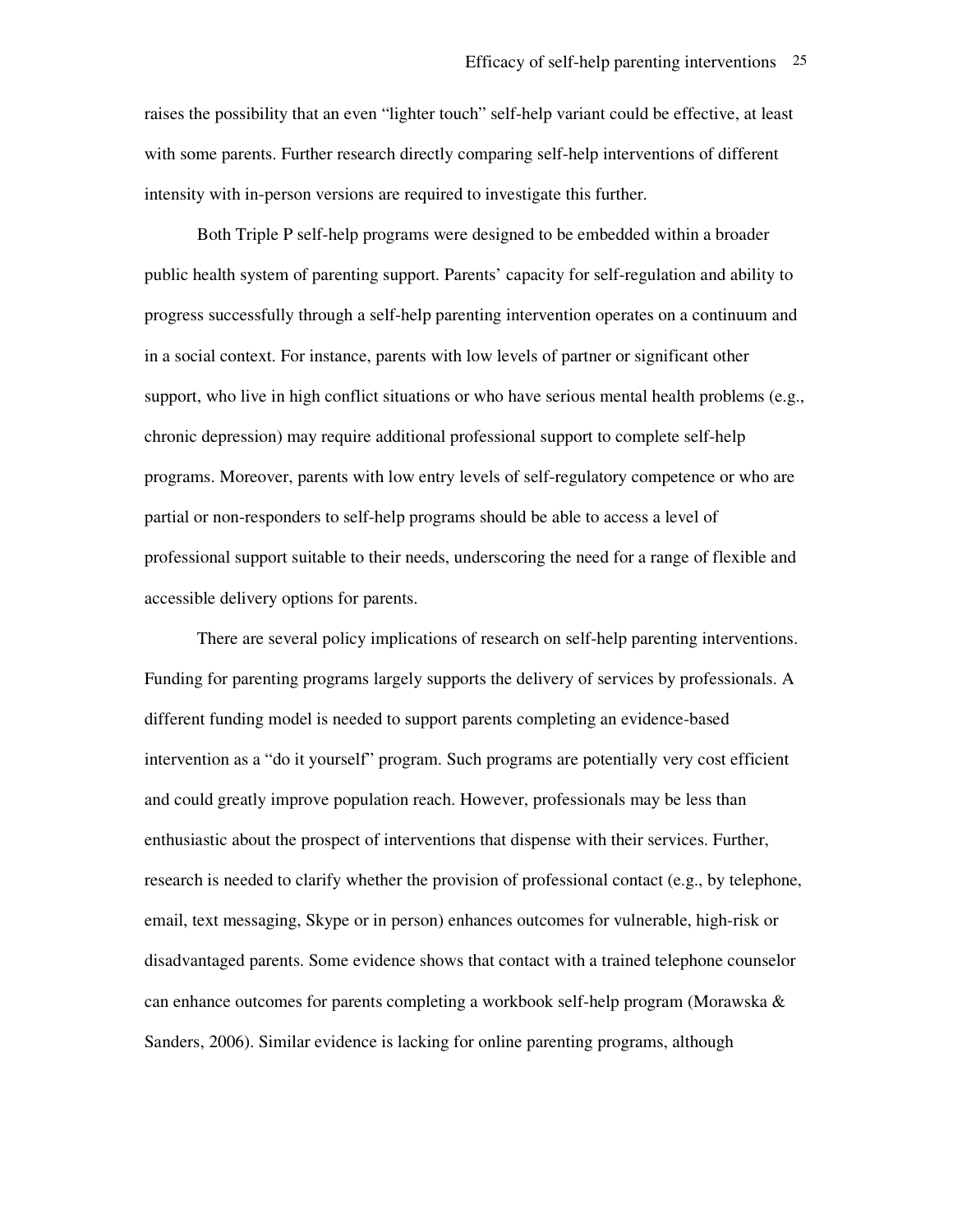raises the possibility that an even "lighter touch" self-help variant could be effective, at least with some parents. Further research directly comparing self-help interventions of different intensity with in-person versions are required to investigate this further.

Both Triple P self-help programs were designed to be embedded within a broader public health system of parenting support. Parents' capacity for self-regulation and ability to progress successfully through a self-help parenting intervention operates on a continuum and in a social context. For instance, parents with low levels of partner or significant other support, who live in high conflict situations or who have serious mental health problems (e.g., chronic depression) may require additional professional support to complete self-help programs. Moreover, parents with low entry levels of self-regulatory competence or who are partial or non-responders to self-help programs should be able to access a level of professional support suitable to their needs, underscoring the need for a range of flexible and accessible delivery options for parents.

There are several policy implications of research on self-help parenting interventions. Funding for parenting programs largely supports the delivery of services by professionals. A different funding model is needed to support parents completing an evidence-based intervention as a "do it yourself" program. Such programs are potentially very cost efficient and could greatly improve population reach. However, professionals may be less than enthusiastic about the prospect of interventions that dispense with their services. Further, research is needed to clarify whether the provision of professional contact (e.g., by telephone, email, text messaging, Skype or in person) enhances outcomes for vulnerable, high-risk or disadvantaged parents. Some evidence shows that contact with a trained telephone counselor can enhance outcomes for parents completing a workbook self-help program (Morawska & Sanders, 2006). Similar evidence is lacking for online parenting programs, although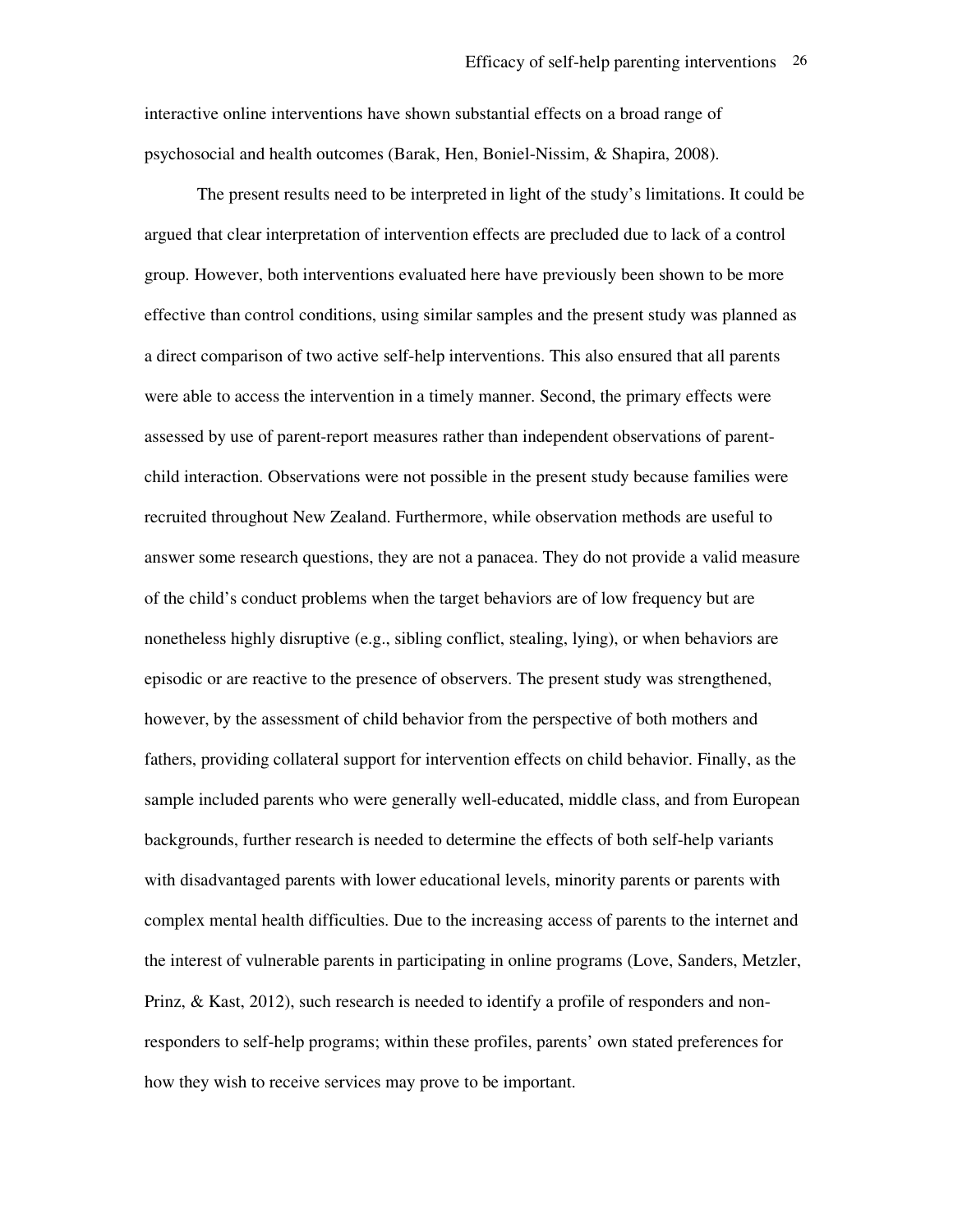interactive online interventions have shown substantial effects on a broad range of psychosocial and health outcomes (Barak, Hen, Boniel-Nissim, & Shapira, 2008).

The present results need to be interpreted in light of the study's limitations. It could be argued that clear interpretation of intervention effects are precluded due to lack of a control group. However, both interventions evaluated here have previously been shown to be more effective than control conditions, using similar samples and the present study was planned as a direct comparison of two active self-help interventions. This also ensured that all parents were able to access the intervention in a timely manner. Second, the primary effects were assessed by use of parent-report measures rather than independent observations of parent-child interaction. Observations were not possible in the present study because families were recruited throughout New Zealand. Furthermore, while observation methods are useful to answer some research questions, they are not a panacea. They do not provide a valid measure of the child's conduct problems when the target behaviors are of low frequency but are nonetheless highly disruptive (e.g., sibling conflict, stealing, lying), or when behaviors are episodic or are reactive to the presence of observers. The present study was strengthened, however, by the assessment of child behavior from the perspective of both mothers and fathers, providing collateral support for intervention effects on child behavior. Finally, as the sample included parents who were generally well-educated, middle class, and from European backgrounds, further research is needed to determine the effects of both self-help variants with disadvantaged parents with lower educational levels, minority parents or parents with complex mental health difficulties. Due to the increasing access of parents to the internet and the interest of vulnerable parents in participating in online programs (Love, Sanders, Metzler, Prinz, & Kast, 2012), such research is needed to identify a profile of responders and non-responders to self-help programs; within these profiles, parents' own stated preferences for how they wish to receive services may prove to be important.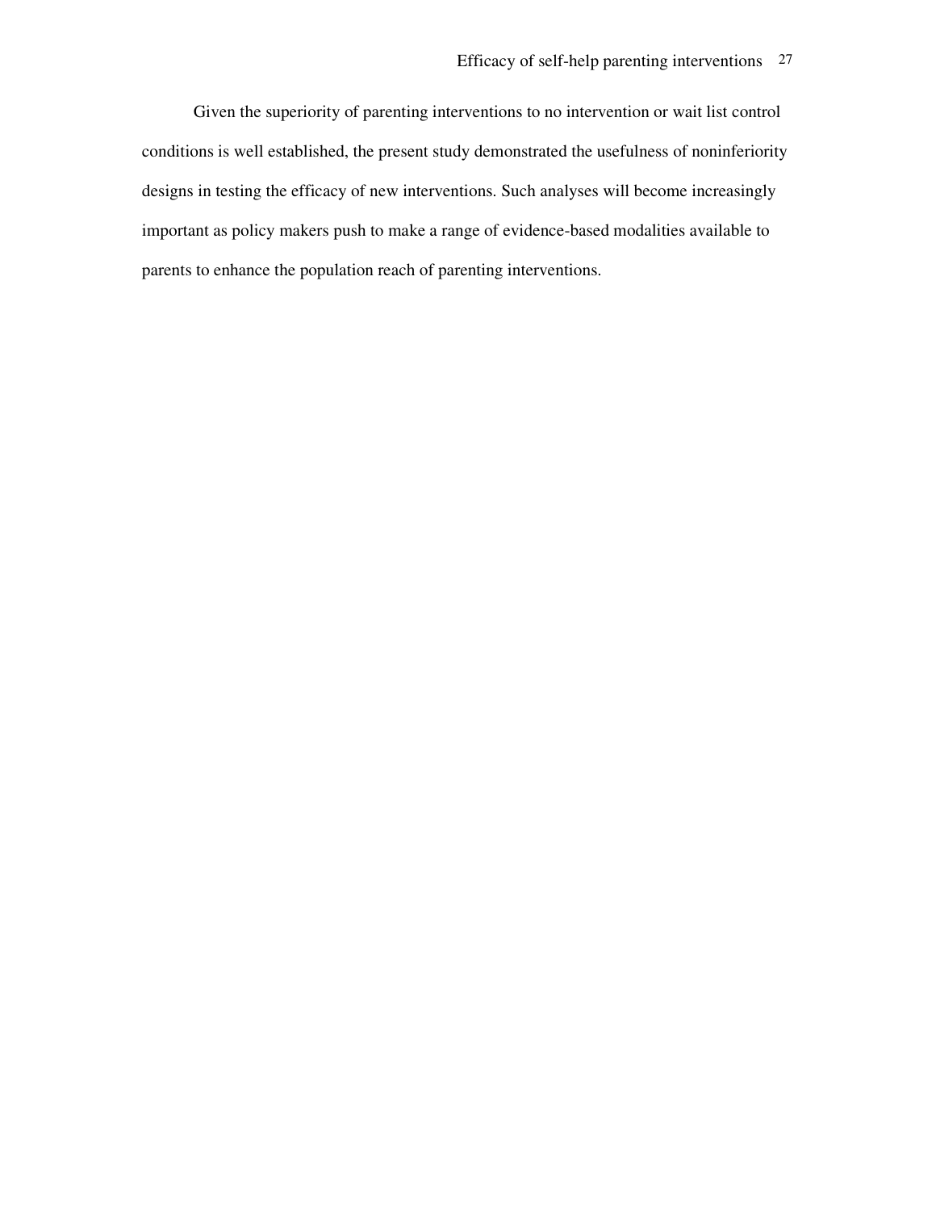Given the superiority of parenting interventions to no intervention or wait list control conditions is well established, the present study demonstrated the usefulness of noninferiority designs in testing the efficacy of new interventions. Such analyses will become increasingly important as policy makers push to make a range of evidence-based modalities available to parents to enhance the population reach of parenting interventions.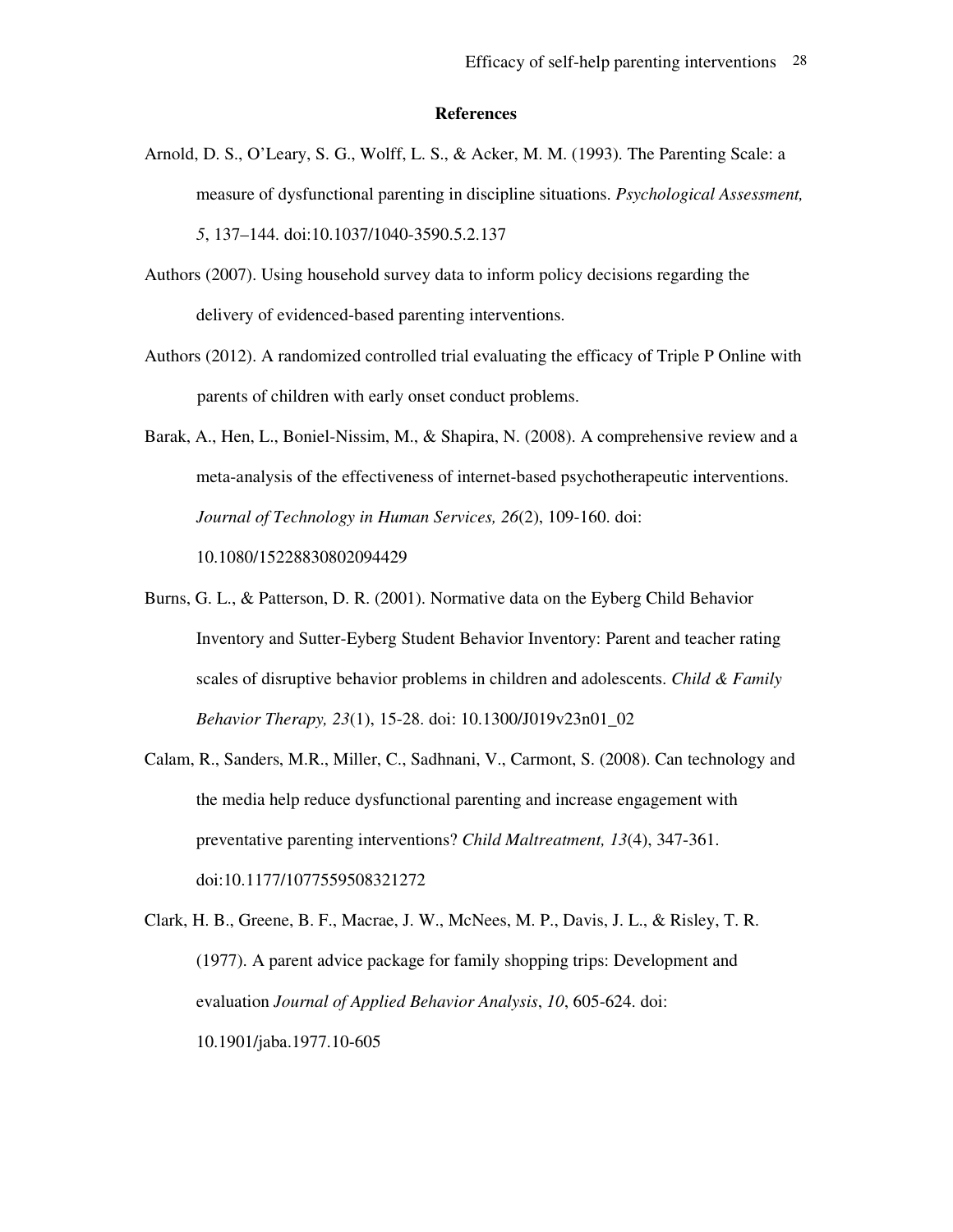## References

Arnold, D. S., O'Leary, S. G., Wolff, L. S., & Acker, M. M. (1993). The Parenting Scale: a measure of dysfunctional parenting in discipline situations. *Psychological Assessment, 5*, 137–144. doi:10.1037/1040-3590.5.2.137

Authors (2007). Using household survey data to inform policy decisions regarding the delivery of evidenced-based parenting interventions.

Authors (2012). A randomized controlled trial evaluating the efficacy of Triple P Online with parents of children with early onset conduct problems.

Barak, A., Hen, L., Boniel-Nissim, M., & Shapira, N. (2008). A comprehensive review and a meta-analysis of the effectiveness of internet-based psychotherapeutic interventions. *Journal of Technology in Human Services, 26*(2), 109-160. doi: 10.1080/15228830802094429

Burns, G. L., & Patterson, D. R. (2001). Normative data on the Eyberg Child Behavior Inventory and Sutter-Eyberg Student Behavior Inventory: Parent and teacher rating scales of disruptive behavior problems in children and adolescents. *Child & Family Behavior Therapy, 23*(1), 15-28. doi: 10.1300/J019v23n01_02

Calam, R., Sanders, M.R., Miller, C., Sadhnani, V., Carmont, S. (2008). Can technology and the media help reduce dysfunctional parenting and increase engagement with preventative parenting interventions? *Child Maltreatment, 13*(4), 347-361. doi:10.1177/1077559508321272

Clark, H. B., Greene, B. F., Macrae, J. W., McNees, M. P., Davis, J. L., & Risley, T. R. (1977). A parent advice package for family shopping trips: Development and evaluation *Journal of Applied Behavior Analysis*, *10*, 605-624. doi: 10.1901/jaba.1977.10-605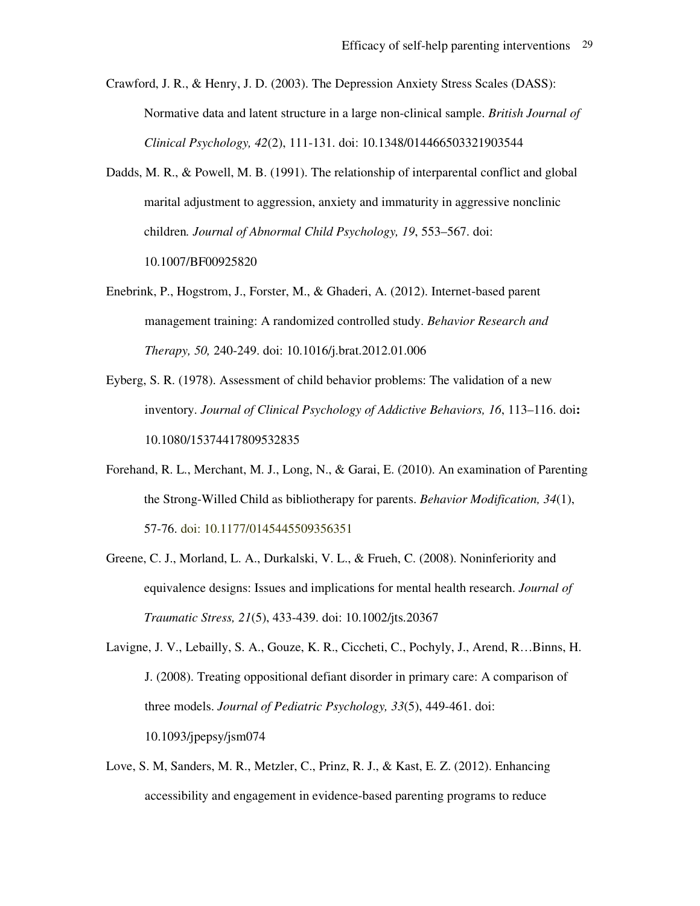Crawford, J. R., & Henry, J. D. (2003). The Depression Anxiety Stress Scales (DASS): Normative data and latent structure in a large non-clinical sample. *British Journal of Clinical Psychology, 42*(2), 111-131. doi: 10.1348/014466503321903544

Dadds, M. R., & Powell, M. B. (1991). The relationship of interparental conflict and global marital adjustment to aggression, anxiety and immaturity in aggressive nonclinic children. *Journal of Abnormal Child Psychology, 19*, 553–567. doi: 10.1007/BF00925820

Enebrink, P., Hogstrom, J., Forster, M., & Ghaderi, A. (2012). Internet-based parent management training: A randomized controlled study. *Behavior Research and Therapy, 50,* 240-249. doi: 10.1016/j.brat.2012.01.006

Eyberg, S. R. (1978). Assessment of child behavior problems: The validation of a new inventory. *Journal of Clinical Psychology of Addictive Behaviors, 16*, 113–116. doi**:** 10.1080/15374417809532835

Forehand, R. L., Merchant, M. J., Long, N., & Garai, E. (2010). An examination of Parenting the Strong-Willed Child as bibliotherapy for parents. *Behavior Modification, 34*(1), 57-76. doi: 10.1177/0145445509356351

Greene, C. J., Morland, L. A., Durkalski, V. L., & Frueh, C. (2008). Noninferiority and equivalence designs: Issues and implications for mental health research. *Journal of Traumatic Stress, 21*(5), 433-439. doi: 10.1002/jts.20367

Lavigne, J. V., Lebailly, S. A., Gouze, K. R., Ciccheti, C., Pochyly, J., Arend, R…Binns, H. J. (2008). Treating oppositional defiant disorder in primary care: A comparison of three models. *Journal of Pediatric Psychology, 33*(5), 449-461. doi: 10.1093/jpepsy/jsm074

Love, S. M, Sanders, M. R., Metzler, C., Prinz, R. J., & Kast, E. Z. (2012). Enhancing accessibility and engagement in evidence-based parenting programs to reduce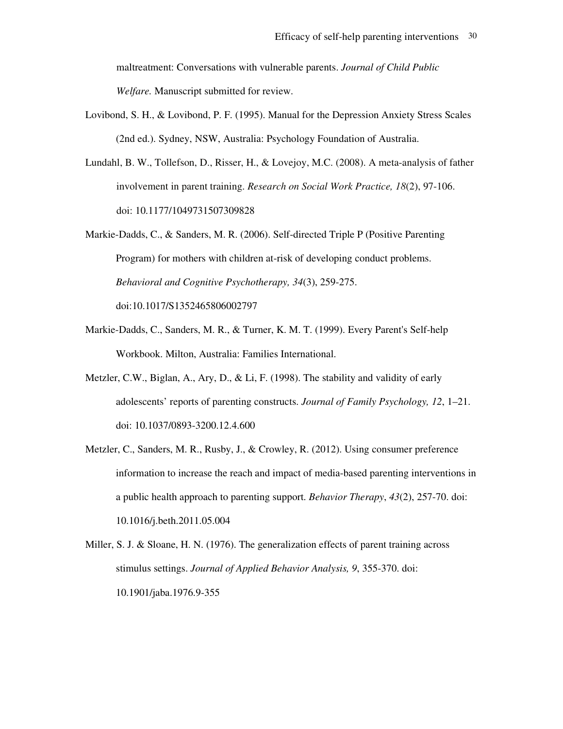maltreatment: Conversations with vulnerable parents. *Journal of Child Public Welfare.* Manuscript submitted for review.

Lovibond, S. H., & Lovibond, P. F. (1995). Manual for the Depression Anxiety Stress Scales (2nd ed.). Sydney, NSW, Australia: Psychology Foundation of Australia.

Lundahl, B. W., Tollefson, D., Risser, H., & Lovejoy, M.C. (2008). A meta-analysis of father involvement in parent training. *Research on Social Work Practice, 18*(2), 97-106. doi: 10.1177/1049731507309828

Markie-Dadds, C., & Sanders, M. R. (2006). Self-directed Triple P (Positive Parenting Program) for mothers with children at-risk of developing conduct problems. *Behavioral and Cognitive Psychotherapy, 34*(3), 259-275. doi:10.1017/S1352465806002797

Markie-Dadds, C., Sanders, M. R., & Turner, K. M. T. (1999). Every Parent's Self-help Workbook. Milton, Australia: Families International.

Metzler, C.W., Biglan, A., Ary, D., & Li, F. (1998). The stability and validity of early adolescents' reports of parenting constructs. *Journal of Family Psychology, 12*, 1–21. doi: 10.1037/0893-3200.12.4.600

Metzler, C., Sanders, M. R., Rusby, J., & Crowley, R. (2012). Using consumer preference information to increase the reach and impact of media-based parenting interventions in a public health approach to parenting support. *Behavior Therapy*, *43*(2), 257-70. doi: 10.1016/j.beth.2011.05.004

Miller, S. J. & Sloane, H. N. (1976). The generalization effects of parent training across stimulus settings. *Journal of Applied Behavior Analysis, 9*, 355-370. doi: 10.1901/jaba.1976.9-355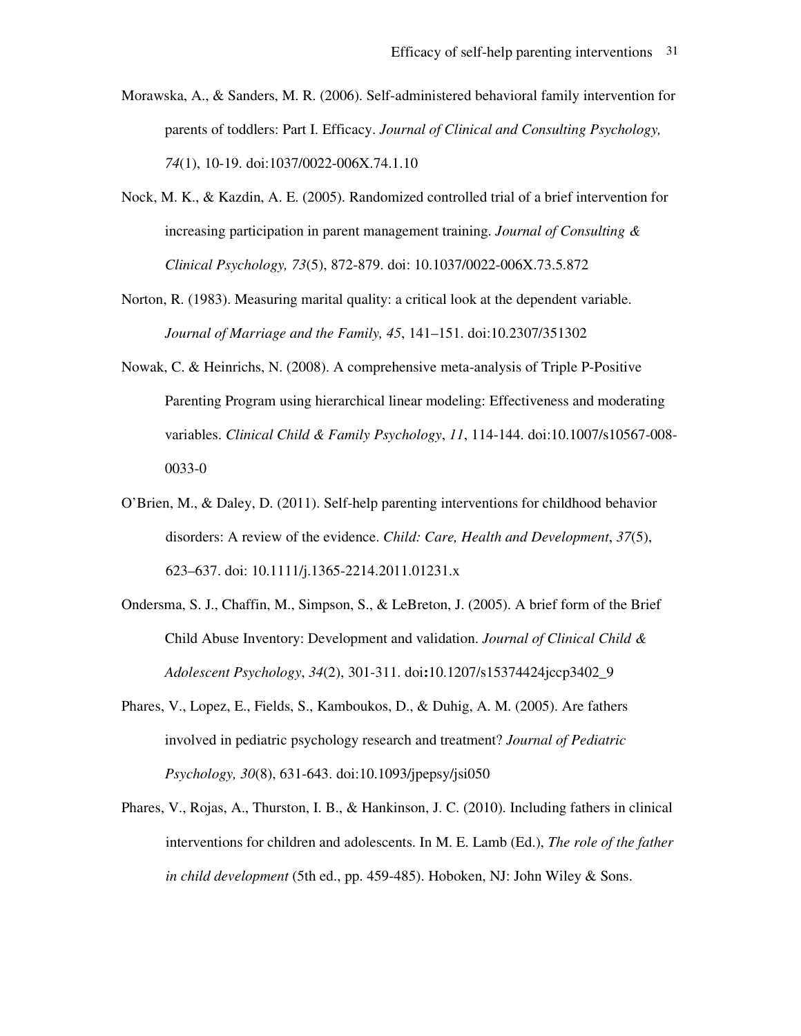Morawska, A., & Sanders, M. R. (2006). Self-administered behavioral family intervention for parents of toddlers: Part I. Efficacy. *Journal of Clinical and Consulting Psychology, 74*(1), 10-19. doi:1037/0022-006X.74.1.10

Nock, M. K., & Kazdin, A. E. (2005). Randomized controlled trial of a brief intervention for increasing participation in parent management training. *Journal of Consulting & Clinical Psychology, 73*(5), 872-879. doi: 10.1037/0022-006X.73.5.872

Norton, R. (1983). Measuring marital quality: a critical look at the dependent variable. *Journal of Marriage and the Family, 45*, 141–151. doi:10.2307/351302

Nowak, C. & Heinrichs, N. (2008). A comprehensive meta-analysis of Triple P-Positive Parenting Program using hierarchical linear modeling: Effectiveness and moderating variables. *Clinical Child & Family Psychology*, *11*, 114-144. doi:10.1007/s10567-008-0033-0

O'Brien, M., & Daley, D. (2011). Self-help parenting interventions for childhood behavior disorders: A review of the evidence. *Child: Care, Health and Development*, *37*(5), 623–637. doi: 10.1111/j.1365-2214.2011.01231.x

Ondersma, S. J., Chaffin, M., Simpson, S., & LeBreton, J. (2005). A brief form of the Brief Child Abuse Inventory: Development and validation. *Journal of Clinical Child & Adolescent Psychology*, *34*(2), 301-311. doi**:**10.1207/s15374424jccp3402_9

Phares, V., Lopez, E., Fields, S., Kamboukos, D., & Duhig, A. M. (2005). Are fathers involved in pediatric psychology research and treatment? *Journal of Pediatric Psychology, 30*(8), 631-643. doi:10.1093/jpepsy/jsi050

Phares, V., Rojas, A., Thurston, I. B., & Hankinson, J. C. (2010). Including fathers in clinical interventions for children and adolescents. In M. E. Lamb (Ed.), *The role of the father in child development* (5th ed., pp. 459-485). Hoboken, NJ: John Wiley & Sons.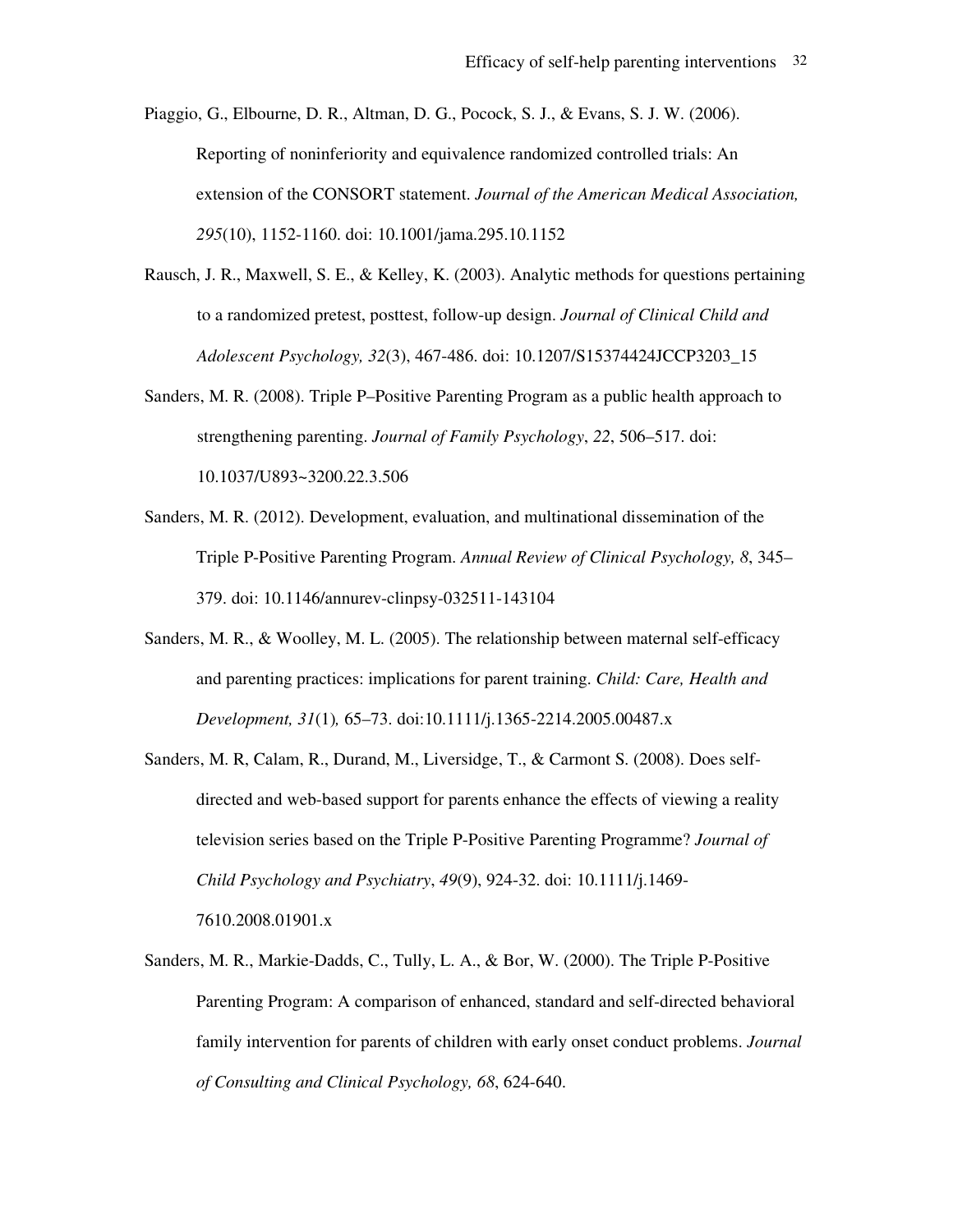Piaggio, G., Elbourne, D. R., Altman, D. G., Pocock, S. J., & Evans, S. J. W. (2006). Reporting of noninferiority and equivalence randomized controlled trials: An extension of the CONSORT statement. *Journal of the American Medical Association, 295*(10), 1152-1160. doi: 10.1001/jama.295.10.1152

Rausch, J. R., Maxwell, S. E., & Kelley, K. (2003). Analytic methods for questions pertaining to a randomized pretest, posttest, follow-up design. *Journal of Clinical Child and Adolescent Psychology, 32*(3), 467-486. doi: 10.1207/S15374424JCCP3203_15

Sanders, M. R. (2008). Triple P–Positive Parenting Program as a public health approach to strengthening parenting. *Journal of Family Psychology*, *22*, 506–517. doi: 10.1037/U893~3200.22.3.506

Sanders, M. R. (2012). Development, evaluation, and multinational dissemination of the Triple P-Positive Parenting Program. *Annual Review of Clinical Psychology, 8*, 345–379. doi: 10.1146/annurev-clinpsy-032511-143104

Sanders, M. R., & Woolley, M. L. (2005). The relationship between maternal self-efficacy and parenting practices: implications for parent training. *Child: Care, Health and Development, 31*(1)*,* 65–73. doi:10.1111/j.1365-2214.2005.00487.x

Sanders, M. R, Calam, R., Durand, M., Liversidge, T., & Carmont S. (2008). Does self-directed and web-based support for parents enhance the effects of viewing a reality television series based on the Triple P-Positive Parenting Programme? *Journal of Child Psychology and Psychiatry*, *49*(9), 924-32. doi: 10.1111/j.1469-7610.2008.01901.x

Sanders, M. R., Markie-Dadds, C., Tully, L. A., & Bor, W. (2000). The Triple P-Positive Parenting Program: A comparison of enhanced, standard and self-directed behavioral family intervention for parents of children with early onset conduct problems. *Journal of Consulting and Clinical Psychology, 68*, 624-640.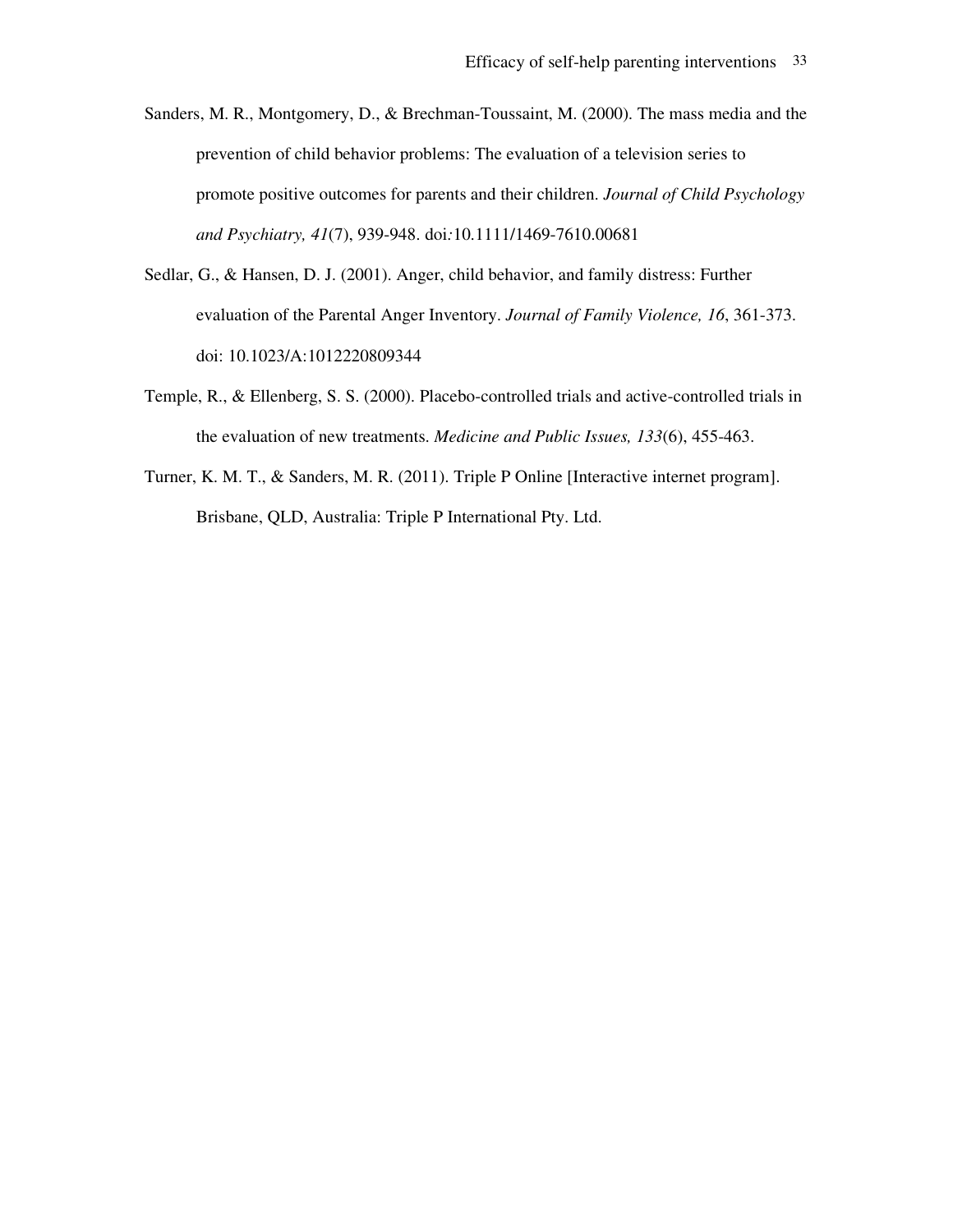Sanders, M. R., Montgomery, D., & Brechman-Toussaint, M. (2000). The mass media and the prevention of child behavior problems: The evaluation of a television series to promote positive outcomes for parents and their children. *Journal of Child Psychology and Psychiatry, 41*(7), 939-948. doi:10.1111/1469-7610.00681

Sedlar, G., & Hansen, D. J. (2001). Anger, child behavior, and family distress: Further evaluation of the Parental Anger Inventory. *Journal of Family Violence, 16*, 361-373. doi: 10.1023/A:1012220809344

Temple, R., & Ellenberg, S. S. (2000). Placebo-controlled trials and active-controlled trials in the evaluation of new treatments. *Medicine and Public Issues, 133*(6), 455-463.

Turner, K. M. T., & Sanders, M. R. (2011). Triple P Online [Interactive internet program]. Brisbane, QLD, Australia: Triple P International Pty. Ltd.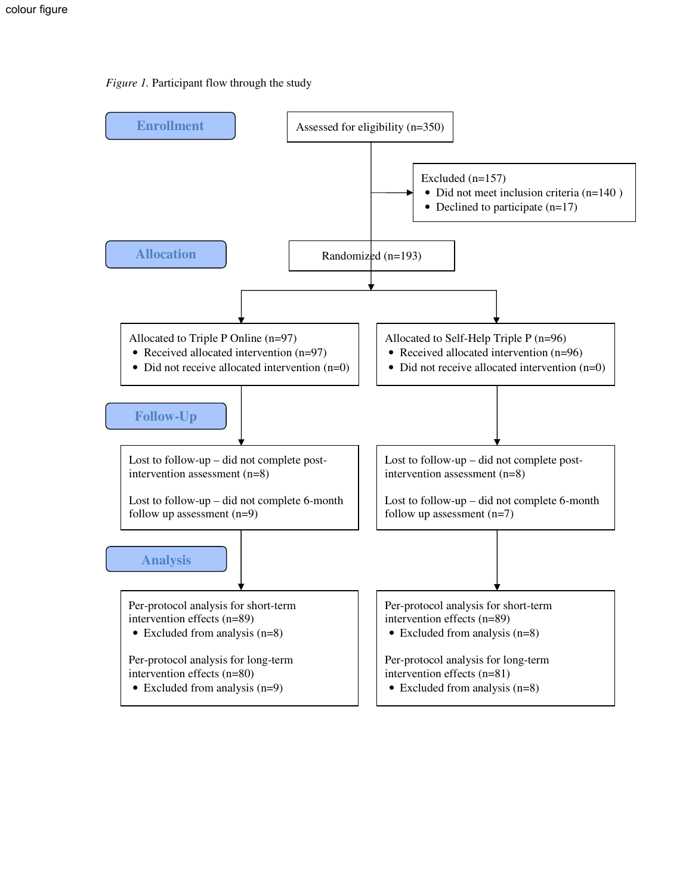colour figure

*Figure 1.* Participant flow through the study

**Enrollment**

Assessed for eligibility (n=350)

Excluded (n=157)
- Did not meet inclusion criteria (n=140 )
- Declined to participate (n=17)

**Allocation**

Randomized (n=193)

Allocated to Triple P Online (n=97)
- Received allocated intervention (n=97)
- Did not receive allocated intervention (n=0)

Allocated to Self-Help Triple P (n=96)
- Received allocated intervention (n=96)
- Did not receive allocated intervention (n=0)

**Follow-Up**

Triple P Online:

Lost to follow-up – did not complete post-intervention assessment (n=8)

Lost to follow-up – did not complete 6-month follow up assessment (n=9)

Self-Help Triple P:

Lost to follow-up – did not complete post-intervention assessment (n=8)

Lost to follow-up – did not complete 6-month follow up assessment (n=7)

**Analysis**

Triple P Online:

Per-protocol analysis for short-term intervention effects (n=89)
- Excluded from analysis (n=8)

Per-protocol analysis for long-term intervention effects (n=80)
- Excluded from analysis (n=9)

Self-Help Triple P:

Per-protocol analysis for short-term intervention effects (n=89)
- Excluded from analysis (n=8)

Per-protocol analysis for long-term intervention effects (n=81)
- Excluded from analysis (n=8)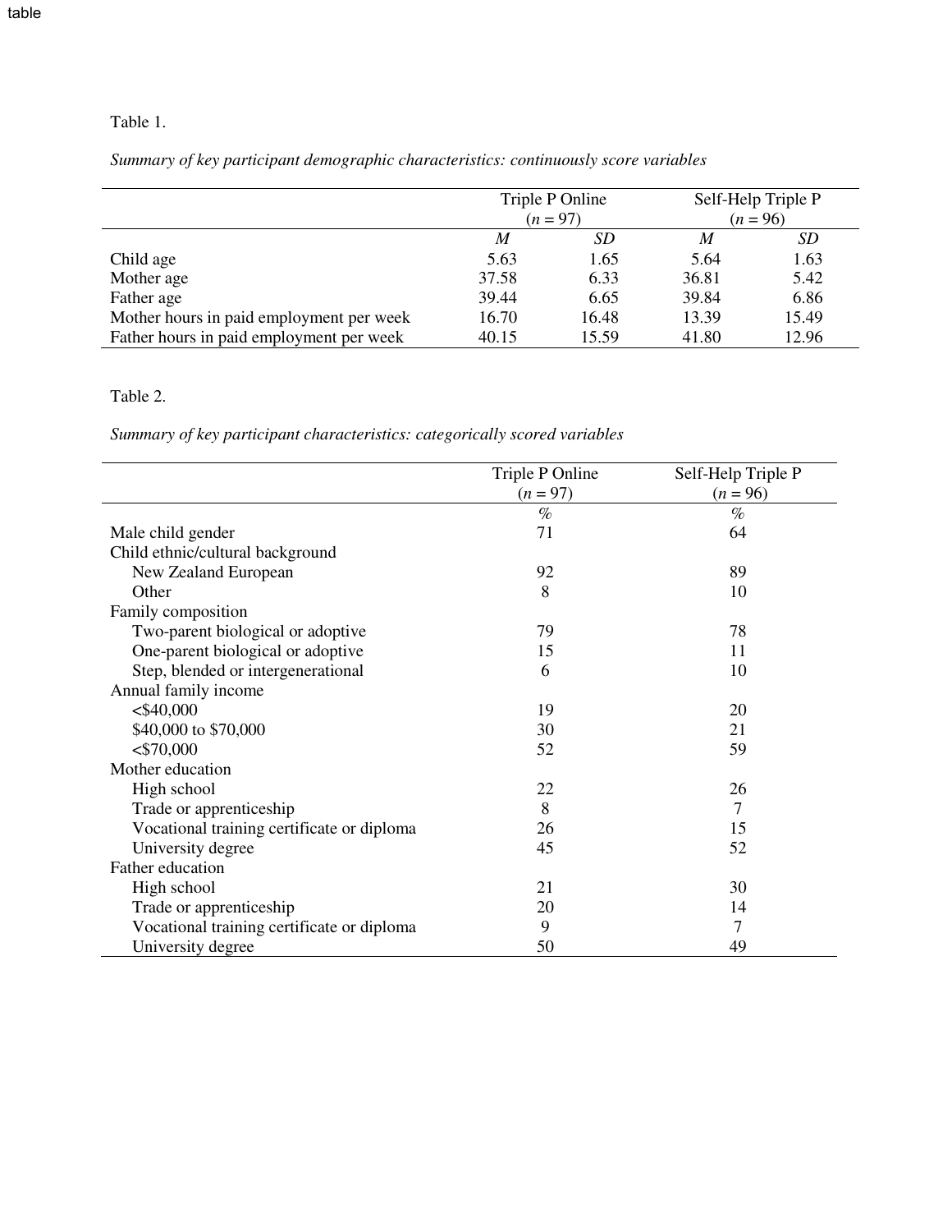Table 1.

*Summary of key participant demographic characteristics: continuously score variables*

| | Triple P Online ($n$ = 97) | | Self-Help Triple P ($n$ = 96) | |
|---|---|---|---|---|
| | *M* | *SD* | *M* | *SD* |
| Child age | 5.63 | 1.65 | 5.64 | 1.63 |
| Mother age | 37.58 | 6.33 | 36.81 | 5.42 |
| Father age | 39.44 | 6.65 | 39.84 | 6.86 |
| Mother hours in paid employment per week | 16.70 | 16.48 | 13.39 | 15.49 |
| Father hours in paid employment per week | 40.15 | 15.59 | 41.80 | 12.96 |

Table 2.

*Summary of key participant characteristics: categorically scored variables*

| | Triple P Online ($n$ = 97) | Self-Help Triple P ($n$ = 96) |
|---|---|---|
| | % | % |
| Male child gender | 71 | 64 |
| Child ethnic/cultural background | | |
| New Zealand European | 92 | 89 |
| Other | 8 | 10 |
| Family composition | | |
| Two-parent biological or adoptive | 79 | 78 |
| One-parent biological or adoptive | 15 | 11 |
| Step, blended or intergenerational | 6 | 10 |
| Annual family income | | |
| <$40,000 | 19 | 20 |
| $40,000 to $70,000 | 30 | 21 |
| <$70,000 | 52 | 59 |
| Mother education | | |
| High school | 22 | 26 |
| Trade or apprenticeship | 8 | 7 |
| Vocational training certificate or diploma | 26 | 15 |
| University degree | 45 | 52 |
| Father education | | |
| High school | 21 | 30 |
| Trade or apprenticeship | 20 | 14 |
| Vocational training certificate or diploma | 9 | 7 |
| University degree | 50 | 49 |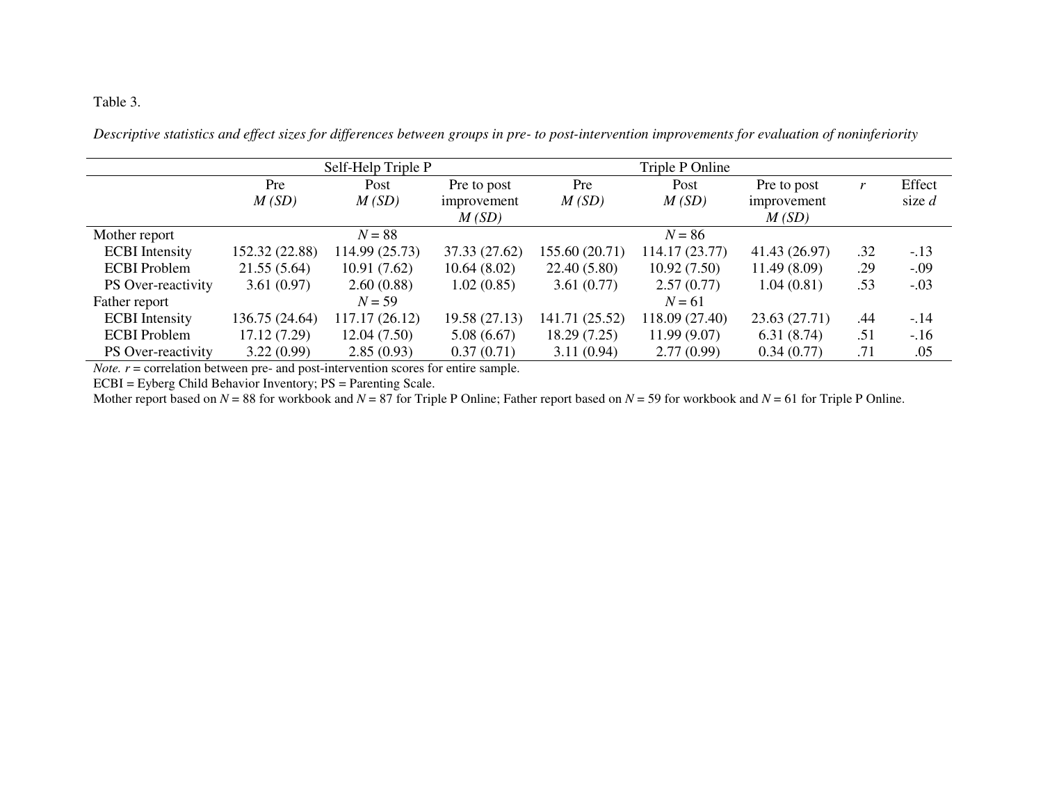Table 3.

*Descriptive statistics and effect sizes for differences between groups in pre- to post-intervention improvements for evaluation of noninferiority*

| | Self-Help Triple P | | | Triple P Online | | | | |
|---|---|---|---|---|---|---|---|---|
| | Pre *M (SD)* | Post *M (SD)* | Pre to post improvement *M (SD)* | Pre *M (SD)* | Post *M (SD)* | Pre to post improvement *M (SD)* | *r* | Effect size *d* |
| Mother report | | *N* = 88 | | | *N* = 86 | | | |
| ECBI Intensity | 152.32 (22.88) | 114.99 (25.73) | 37.33 (27.62) | 155.60 (20.71) | 114.17 (23.77) | 41.43 (26.97) | .32 | -.13 |
| ECBI Problem | 21.55 (5.64) | 10.91 (7.62) | 10.64 (8.02) | 22.40 (5.80) | 10.92 (7.50) | 11.49 (8.09) | .29 | -.09 |
| PS Over-reactivity | 3.61 (0.97) | 2.60 (0.88) | 1.02 (0.85) | 3.61 (0.77) | 2.57 (0.77) | 1.04 (0.81) | .53 | -.03 |
| Father report | | *N* = 59 | | | *N* = 61 | | | |
| ECBI Intensity | 136.75 (24.64) | 117.17 (26.12) | 19.58 (27.13) | 141.71 (25.52) | 118.09 (27.40) | 23.63 (27.71) | .44 | -.14 |
| ECBI Problem | 17.12 (7.29) | 12.04 (7.50) | 5.08 (6.67) | 18.29 (7.25) | 11.99 (9.07) | 6.31 (8.74) | .51 | -.16 |
| PS Over-reactivity | 3.22 (0.99) | 2.85 (0.93) | 0.37 (0.71) | 3.11 (0.94) | 2.77 (0.99) | 0.34 (0.77) | .71 | .05 |

*Note.* *r* = correlation between pre- and post-intervention scores for entire sample.
ECBI = Eyberg Child Behavior Inventory; PS = Parenting Scale.
Mother report based on *N* = 88 for workbook and *N* = 87 for Triple P Online; Father report based on *N* = 59 for workbook and *N* = 61 for Triple P Online.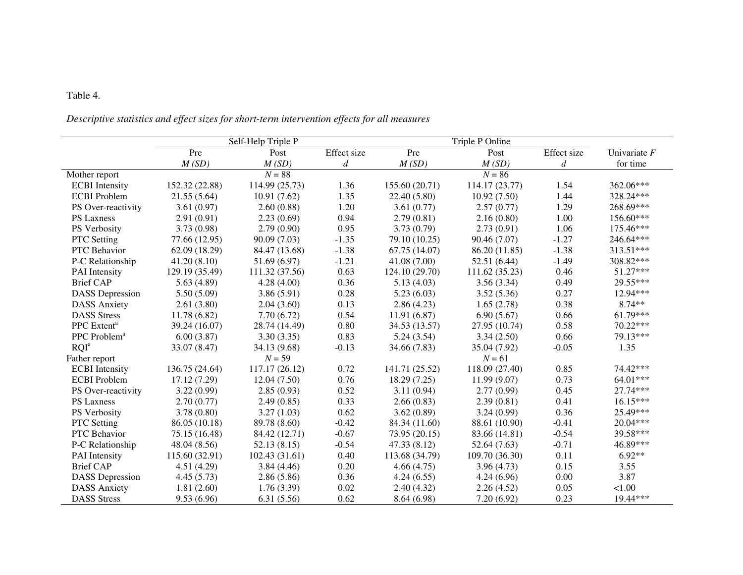Table 4.

*Descriptive statistics and effect sizes for short-term intervention effects for all measures*

| | Self-Help Triple P | | | Triple P Online | | | |
|---|---|---|---|---|---|---|---|
| | Pre | Post | Effect size | Pre | Post | Effect size | Univariate *F* |
| | *M (SD)* | *M (SD)* | *d* | *M (SD)* | *M (SD)* | *d* | for time |
| Mother report | | $N = 88$ | | | $N = 86$ | | |
| ECBI Intensity | 152.32 (22.88) | 114.99 (25.73) | 1.36 | 155.60 (20.71) | 114.17 (23.77) | 1.54 | 362.06*** |
| ECBI Problem | 21.55 (5.64) | 10.91 (7.62) | 1.35 | 22.40 (5.80) | 10.92 (7.50) | 1.44 | 328.24*** |
| PS Over-reactivity | 3.61 (0.97) | 2.60 (0.88) | 1.20 | 3.61 (0.77) | 2.57 (0.77) | 1.29 | 268.69*** |
| PS Laxness | 2.91 (0.91) | 2.23 (0.69) | 0.94 | 2.79 (0.81) | 2.16 (0.80) | 1.00 | 156.60*** |
| PS Verbosity | 3.73 (0.98) | 2.79 (0.90) | 0.95 | 3.73 (0.79) | 2.73 (0.91) | 1.06 | 175.46*** |
| PTC Setting | 77.66 (12.95) | 90.09 (7.03) | -1.35 | 79.10 (10.25) | 90.46 (7.07) | -1.27 | 246.64*** |
| PTC Behavior | 62.09 (18.29) | 84.47 (13.68) | -1.38 | 67.75 (14.07) | 86.20 (11.85) | -1.38 | 313.51*** |
| P-C Relationship | 41.20 (8.10) | 51.69 (6.97) | -1.21 | 41.08 (7.00) | 52.51 (6.44) | -1.49 | 308.82*** |
| PAI Intensity | 129.19 (35.49) | 111.32 (37.56) | 0.63 | 124.10 (29.70) | 111.62 (35.23) | 0.46 | 51.27*** |
| Brief CAP | 5.63 (4.89) | 4.28 (4.00) | 0.36 | 5.13 (4.03) | 3.56 (3.34) | 0.49 | 29.55*** |
| DASS Depression | 5.50 (5.09) | 3.86 (5.91) | 0.28 | 5.23 (6.03) | 3.52 (5.36) | 0.27 | 12.94*** |
| DASS Anxiety | 2.61 (3.80) | 2.04 (3.60) | 0.13 | 2.86 (4.23) | 1.65 (2.78) | 0.38 | 8.74** |
| DASS Stress | 11.78 (6.82) | 7.70 (6.72) | 0.54 | 11.91 (6.87) | 6.90 (5.67) | 0.66 | 61.79*** |
| PPC Extent[a] | 39.24 (16.07) | 28.74 (14.49) | 0.80 | 34.53 (13.57) | 27.95 (10.74) | 0.58 | 70.22*** |
| PPC Problem[a] | 6.00 (3.87) | 3.30 (3.35) | 0.83 | 5.24 (3.54) | 3.34 (2.50) | 0.66 | 79.13*** |
| RQI[a] | 33.07 (8.47) | 34.13 (9.68) | -0.13 | 34.66 (7.83) | 35.04 (7.92) | -0.05 | 1.35 |
| Father report | | $N = 59$ | | | $N = 61$ | | |
| ECBI Intensity | 136.75 (24.64) | 117.17 (26.12) | 0.72 | 141.71 (25.52) | 118.09 (27.40) | 0.85 | 74.42*** |
| ECBI Problem | 17.12 (7.29) | 12.04 (7.50) | 0.76 | 18.29 (7.25) | 11.99 (9.07) | 0.73 | 64.01*** |
| PS Over-reactivity | 3.22 (0.99) | 2.85 (0.93) | 0.52 | 3.11 (0.94) | 2.77 (0.99) | 0.45 | 27.74*** |
| PS Laxness | 2.70 (0.77) | 2.49 (0.85) | 0.33 | 2.66 (0.83) | 2.39 (0.81) | 0.41 | 16.15*** |
| PS Verbosity | 3.78 (0.80) | 3.27 (1.03) | 0.62 | 3.62 (0.89) | 3.24 (0.99) | 0.36 | 25.49*** |
| PTC Setting | 86.05 (10.18) | 89.78 (8.60) | -0.42 | 84.34 (11.60) | 88.61 (10.90) | -0.41 | 20.04*** |
| PTC Behavior | 75.15 (16.48) | 84.42 (12.71) | -0.67 | 73.95 (20.15) | 83.66 (14.81) | -0.54 | 39.58*** |
| P-C Relationship | 48.04 (8.56) | 52.13 (8.15) | -0.54 | 47.33 (8.12) | 52.64 (7.63) | -0.71 | 46.89*** |
| PAI Intensity | 115.60 (32.91) | 102.43 (31.61) | 0.40 | 113.68 (34.79) | 109.70 (36.30) | 0.11 | 6.92** |
| Brief CAP | 4.51 (4.29) | 3.84 (4.46) | 0.20 | 4.66 (4.75) | 3.96 (4.73) | 0.15 | 3.55 |
| DASS Depression | 4.45 (5.73) | 2.86 (5.86) | 0.36 | 4.24 (6.55) | 4.24 (6.96) | 0.00 | 3.87 |
| DASS Anxiety | 1.81 (2.60) | 1.76 (3.39) | 0.02 | 2.40 (4.32) | 2.26 (4.52) | 0.05 | <1.00 |
| DASS Stress | 9.53 (6.96) | 6.31 (5.56) | 0.62 | 8.64 (6.98) | 7.20 (6.92) | 0.23 | 19.44*** |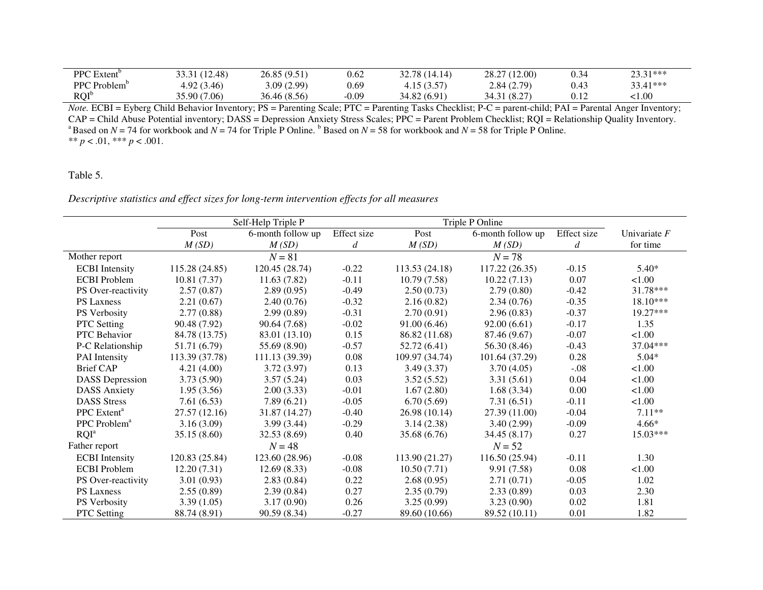| | | | | | | | |
|---|---|---|---|---|---|---|---|
| PPC Extent[b] | 33.31 (12.48) | 26.85 (9.51) | 0.62 | 32.78 (14.14) | 28.27 (12.00) | 0.34 | 23.31*** |
| PPC Problem[b] | 4.92 (3.46) | 3.09 (2.99) | 0.69 | 4.15 (3.57) | 2.84 (2.79) | 0.43 | 33.41*** |
| RQI[b] | 35.90 (7.06) | 36.46 (8.56) | -0.09 | 34.82 (6.91) | 34.31 (8.27) | 0.12 | <1.00 |

*Note.* ECBI = Eyberg Child Behavior Inventory; PS = Parenting Scale; PTC = Parenting Tasks Checklist; P-C = parent-child; PAI = Parental Anger Inventory; CAP = Child Abuse Potential inventory; DASS = Depression Anxiety Stress Scales; PPC = Parent Problem Checklist; RQI = Relationship Quality Inventory.
[a] Based on $N = 74$ for workbook and $N = 74$ for Triple P Online. [b] Based on $N = 58$ for workbook and $N = 58$ for Triple P Online.
** $p < .01$, *** $p < .001$.

Table 5.

*Descriptive statistics and effect sizes for long-term intervention effects for all measures*

| | Self-Help Triple P | | | Triple P Online | | | |
|---|---|---|---|---|---|---|---|
| | Post *M (SD)* | 6-month follow up *M (SD)* | Effect size *d* | Post *M (SD)* | 6-month follow up *M (SD)* | Effect size *d* | Univariate *F* for time |
| Mother report | | $N = 81$ | | | $N = 78$ | | |
| ECBI Intensity | 115.28 (24.85) | 120.45 (28.74) | -0.22 | 113.53 (24.18) | 117.22 (26.35) | -0.15 | 5.40* |
| ECBI Problem | 10.81 (7.37) | 11.63 (7.82) | -0.11 | 10.79 (7.58) | 10.22 (7.13) | 0.07 | <1.00 |
| PS Over-reactivity | 2.57 (0.87) | 2.89 (0.95) | -0.49 | 2.50 (0.73) | 2.79 (0.80) | -0.42 | 31.78*** |
| PS Laxness | 2.21 (0.67) | 2.40 (0.76) | -0.32 | 2.16 (0.82) | 2.34 (0.76) | -0.35 | 18.10*** |
| PS Verbosity | 2.77 (0.88) | 2.99 (0.89) | -0.31 | 2.70 (0.91) | 2.96 (0.83) | -0.37 | 19.27*** |
| PTC Setting | 90.48 (7.92) | 90.64 (7.68) | -0.02 | 91.00 (6.46) | 92.00 (6.61) | -0.17 | 1.35 |
| PTC Behavior | 84.78 (13.75) | 83.01 (13.10) | 0.15 | 86.82 (11.68) | 87.46 (9.67) | -0.07 | <1.00 |
| P-C Relationship | 51.71 (6.79) | 55.69 (8.90) | -0.57 | 52.72 (6.41) | 56.30 (8.46) | -0.43 | 37.04*** |
| PAI Intensity | 113.39 (37.78) | 111.13 (39.39) | 0.08 | 109.97 (34.74) | 101.64 (37.29) | 0.28 | 5.04* |
| Brief CAP | 4.21 (4.00) | 3.72 (3.97) | 0.13 | 3.49 (3.37) | 3.70 (4.05) | -.08 | <1.00 |
| DASS Depression | 3.73 (5.90) | 3.57 (5.24) | 0.03 | 3.52 (5.52) | 3.31 (5.61) | 0.04 | <1.00 |
| DASS Anxiety | 1.95 (3.56) | 2.00 (3.33) | -0.01 | 1.67 (2.80) | 1.68 (3.34) | 0.00 | <1.00 |
| DASS Stress | 7.61 (6.53) | 7.89 (6.21) | -0.05 | 6.70 (5.69) | 7.31 (6.51) | -0.11 | <1.00 |
| PPC Extent[a] | 27.57 (12.16) | 31.87 (14.27) | -0.40 | 26.98 (10.14) | 27.39 (11.00) | -0.04 | 7.11** |
| PPC Problem[a] | 3.16 (3.09) | 3.99 (3.44) | -0.29 | 3.14 (2.38) | 3.40 (2.99) | -0.09 | 4.66* |
| RQI[a] | 35.15 (8.60) | 32.53 (8.69) | 0.40 | 35.68 (6.76) | 34.45 (8.17) | 0.27 | 15.03*** |
| Father report | | $N = 48$ | | | $N = 52$ | | |
| ECBI Intensity | 120.83 (25.84) | 123.60 (28.96) | -0.08 | 113.90 (21.27) | 116.50 (25.94) | -0.11 | 1.30 |
| ECBI Problem | 12.20 (7.31) | 12.69 (8.33) | -0.08 | 10.50 (7.71) | 9.91 (7.58) | 0.08 | <1.00 |
| PS Over-reactivity | 3.01 (0.93) | 2.83 (0.84) | 0.22 | 2.68 (0.95) | 2.71 (0.71) | -0.05 | 1.02 |
| PS Laxness | 2.55 (0.89) | 2.39 (0.84) | 0.27 | 2.35 (0.79) | 2.33 (0.89) | 0.03 | 2.30 |
| PS Verbosity | 3.39 (1.05) | 3.17 (0.90) | 0.26 | 3.25 (0.99) | 3.23 (0.90) | 0.02 | 1.81 |
| PTC Setting | 88.74 (8.91) | 90.59 (8.34) | -0.27 | 89.60 (10.66) | 89.52 (10.11) | 0.01 | 1.82 |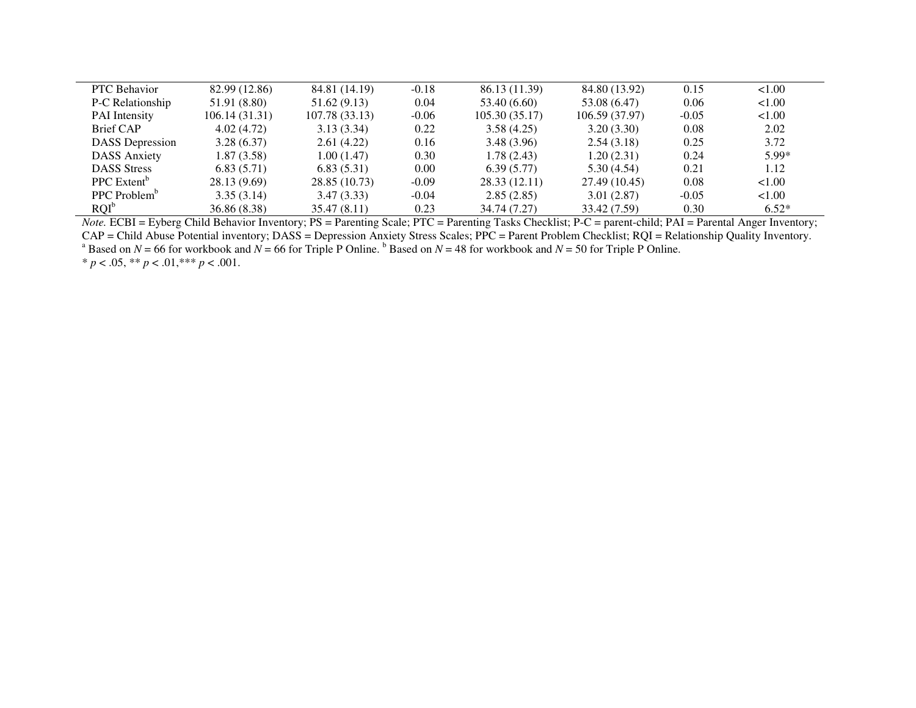| | | | | | | | |
|---|---|---|---|---|---|---|---|
| PTC Behavior | 82.99 (12.86) | 84.81 (14.19) | -0.18 | 86.13 (11.39) | 84.80 (13.92) | 0.15 | <1.00 |
| P-C Relationship | 51.91 (8.80) | 51.62 (9.13) | 0.04 | 53.40 (6.60) | 53.08 (6.47) | 0.06 | <1.00 |
| PAI Intensity | 106.14 (31.31) | 107.78 (33.13) | -0.06 | 105.30 (35.17) | 106.59 (37.97) | -0.05 | <1.00 |
| Brief CAP | 4.02 (4.72) | 3.13 (3.34) | 0.22 | 3.58 (4.25) | 3.20 (3.30) | 0.08 | 2.02 |
| DASS Depression | 3.28 (6.37) | 2.61 (4.22) | 0.16 | 3.48 (3.96) | 2.54 (3.18) | 0.25 | 3.72 |
| DASS Anxiety | 1.87 (3.58) | 1.00 (1.47) | 0.30 | 1.78 (2.43) | 1.20 (2.31) | 0.24 | 5.99* |
| DASS Stress | 6.83 (5.71) | 6.83 (5.31) | 0.00 | 6.39 (5.77) | 5.30 (4.54) | 0.21 | 1.12 |
| PPC Extent[b] | 28.13 (9.69) | 28.85 (10.73) | -0.09 | 28.33 (12.11) | 27.49 (10.45) | 0.08 | <1.00 |
| PPC Problem[b] | 3.35 (3.14) | 3.47 (3.33) | -0.04 | 2.85 (2.85) | 3.01 (2.87) | -0.05 | <1.00 |
| RQI[b] | 36.86 (8.38) | 35.47 (8.11) | 0.23 | 34.74 (7.27) | 33.42 (7.59) | 0.30 | 6.52* |

*Note.* ECBI = Eyberg Child Behavior Inventory; PS = Parenting Scale; PTC = Parenting Tasks Checklist; P-C = parent-child; PAI = Parental Anger Inventory; CAP = Child Abuse Potential inventory; DASS = Depression Anxiety Stress Scales; PPC = Parent Problem Checklist; RQI = Relationship Quality Inventory.

[a] Based on $N$ = 66 for workbook and $N$ = 66 for Triple P Online. [b] Based on $N$ = 48 for workbook and $N$ = 50 for Triple P Online.

* $p < .05$, ** $p < .01$, *** $p < .001$.